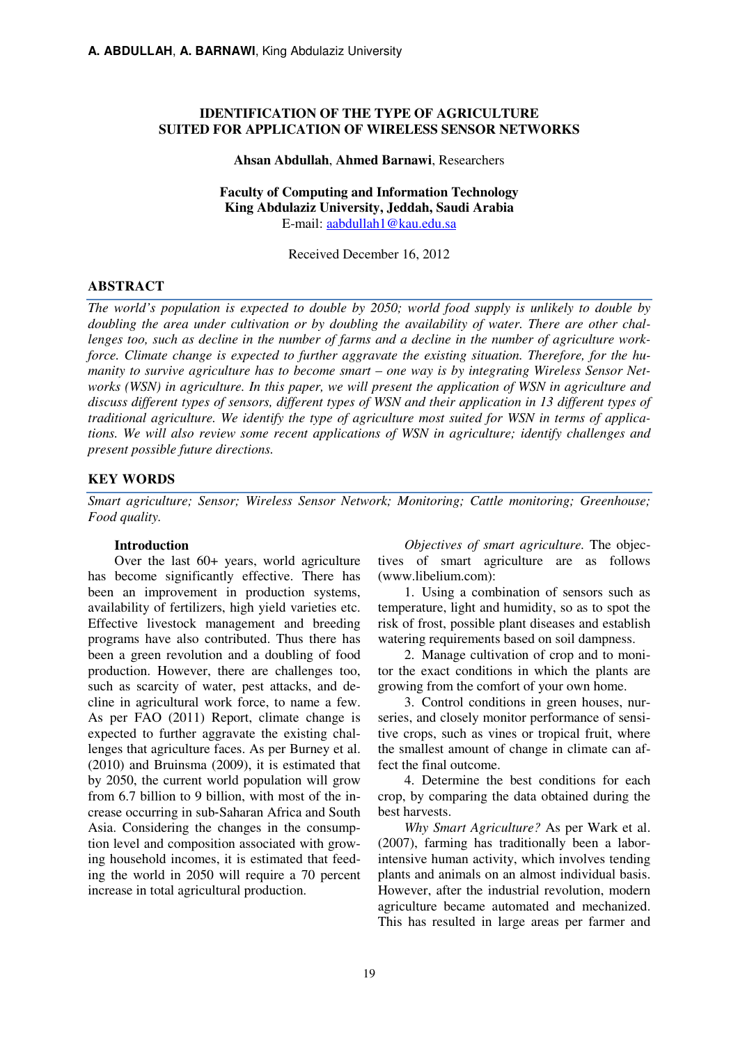# IDENTIFICATION OF THE TYPE OF AGRICULTURE SUITED FOR APPLICATION OF WIRELESS SENSOR NETWORKS

**Ahsan Abdullah**, **Ahmed Barnawi**, Researchers

**Faculty of Computing and Information Technology**
**King Abdulaziz University, Jeddah, Saudi Arabia**
E-mail: aabdullah1@kau.edu.sa

Received December 16, 2012

## ABSTRACT

*The world's population is expected to double by 2050; world food supply is unlikely to double by doubling the area under cultivation or by doubling the availability of water. There are other challenges too, such as decline in the number of farms and a decline in the number of agriculture workforce. Climate change is expected to further aggravate the existing situation. Therefore, for the humanity to survive agriculture has to become smart – one way is by integrating Wireless Sensor Networks (WSN) in agriculture. In this paper, we will present the application of WSN in agriculture and discuss different types of sensors, different types of WSN and their application in 13 different types of traditional agriculture. We identify the type of agriculture most suited for WSN in terms of applications. We will also review some recent applications of WSN in agriculture; identify challenges and present possible future directions.*

## KEY WORDS

*Smart agriculture; Sensor; Wireless Sensor Network; Monitoring; Cattle monitoring; Greenhouse; Food quality.*

### Introduction

Over the last 60+ years, world agriculture has become significantly effective. There has been an improvement in production systems, availability of fertilizers, high yield varieties etc. Effective livestock management and breeding programs have also contributed. Thus there has been a green revolution and a doubling of food production. However, there are challenges too, such as scarcity of water, pest attacks, and decline in agricultural work force, to name a few. As per FAO (2011) Report, climate change is expected to further aggravate the existing challenges that agriculture faces. As per Burney et al. (2010) and Bruinsma (2009), it is estimated that by 2050, the current world population will grow from 6.7 billion to 9 billion, with most of the increase occurring in sub-Saharan Africa and South Asia. Considering the changes in the consumption level and composition associated with growing household incomes, it is estimated that feeding the world in 2050 will require a 70 percent increase in total agricultural production.

*Objectives of smart agriculture.* The objectives of smart agriculture are as follows (www.libelium.com):

1. Using a combination of sensors such as temperature, light and humidity, so as to spot the risk of frost, possible plant diseases and establish watering requirements based on soil dampness.

2. Manage cultivation of crop and to monitor the exact conditions in which the plants are growing from the comfort of your own home.

3. Control conditions in green houses, nurseries, and closely monitor performance of sensitive crops, such as vines or tropical fruit, where the smallest amount of change in climate can affect the final outcome.

4. Determine the best conditions for each crop, by comparing the data obtained during the best harvests.

*Why Smart Agriculture?* As per Wark et al. (2007), farming has traditionally been a labor-intensive human activity, which involves tending plants and animals on an almost individual basis. However, after the industrial revolution, modern agriculture became automated and mechanized. This has resulted in large areas per farmer and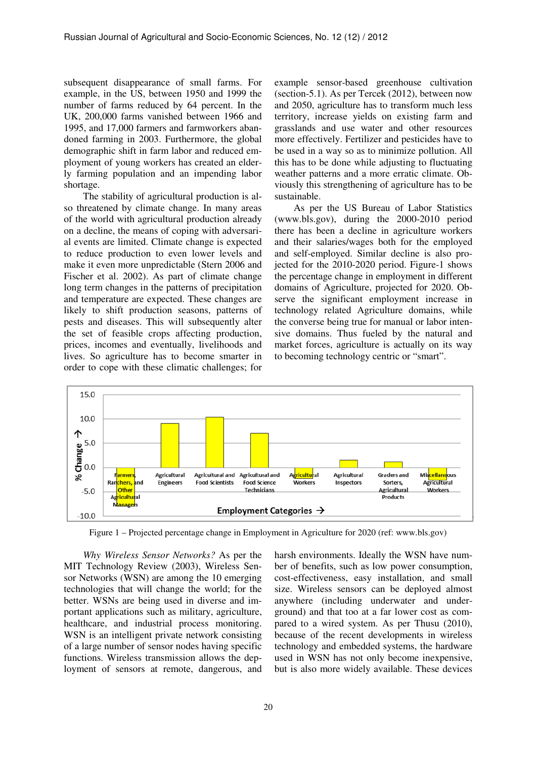subsequent disappearance of small farms. For example, in the US, between 1950 and 1999 the number of farms reduced by 64 percent. In the UK, 200,000 farms vanished between 1966 and 1995, and 17,000 farmers and farmworkers abandoned farming in 2003. Furthermore, the global demographic shift in farm labor and reduced employment of young workers has created an elderly farming population and an impending labor shortage.

The stability of agricultural production is also threatened by climate change. In many areas of the world with agricultural production already on a decline, the means of coping with adversarial events are limited. Climate change is expected to reduce production to even lower levels and make it even more unpredictable (Stern 2006 and Fischer et al. 2002). As part of climate change long term changes in the patterns of precipitation and temperature are expected. These changes are likely to shift production seasons, patterns of pests and diseases. This will subsequently alter the set of feasible crops affecting production, prices, incomes and eventually, livelihoods and lives. So agriculture has to become smarter in order to cope with these climatic challenges; for example sensor-based greenhouse cultivation (section-5.1). As per Tercek (2012), between now and 2050, agriculture has to transform much less territory, increase yields on existing farm and grasslands and use water and other resources more effectively. Fertilizer and pesticides have to be used in a way so as to minimize pollution. All this has to be done while adjusting to fluctuating weather patterns and a more erratic climate. Obviously this strengthening of agriculture has to be sustainable.

As per the US Bureau of Labor Statistics (www.bls.gov), during the 2000-2010 period there has been a decline in agriculture workers and their salaries/wages both for the employed and self-employed. Similar decline is also projected for the 2010-2020 period. Figure-1 shows the percentage change in employment in different domains of Agriculture, projected for 2020. Observe the significant employment increase in technology related Agriculture domains, while the converse being true for manual or labor intensive domains. Thus fueled by the natural and market forces, agriculture is actually on its way to becoming technology centric or "smart".

Figure 1 – Projected percentage change in Employment in Agriculture for 2020 (ref: www.bls.gov)

*Why Wireless Sensor Networks?* As per the MIT Technology Review (2003), Wireless Sensor Networks (WSN) are among the 10 emerging technologies that will change the world; for the better. WSNs are being used in diverse and important applications such as military, agriculture, healthcare, and industrial process monitoring. WSN is an intelligent private network consisting of a large number of sensor nodes having specific functions. Wireless transmission allows the deployment of sensors at remote, dangerous, and harsh environments. Ideally the WSN have number of benefits, such as low power consumption, cost-effectiveness, easy installation, and small size. Wireless sensors can be deployed almost anywhere (including underwater and underground) and that too at a far lower cost as compared to a wired system. As per Thusu (2010), because of the recent developments in wireless technology and embedded systems, the hardware used in WSN has not only become inexpensive, but is also more widely available. These devices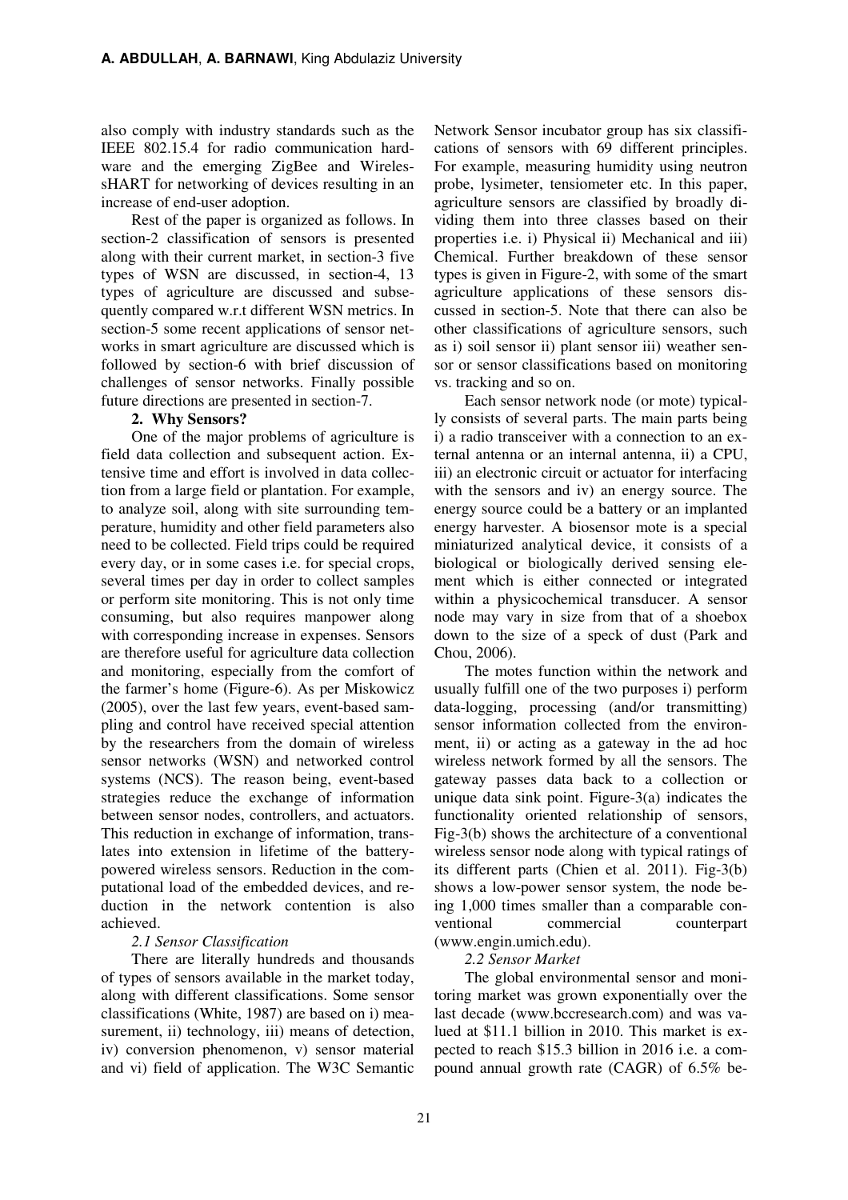also comply with industry standards such as the IEEE 802.15.4 for radio communication hardware and the emerging ZigBee and WirelessHART for networking of devices resulting in an increase of end-user adoption.

Rest of the paper is organized as follows. In section-2 classification of sensors is presented along with their current market, in section-3 five types of WSN are discussed, in section-4, 13 types of agriculture are discussed and subsequently compared w.r.t different WSN metrics. In section-5 some recent applications of sensor networks in smart agriculture are discussed which is followed by section-6 with brief discussion of challenges of sensor networks. Finally possible future directions are presented in section-7.

## 2. Why Sensors?

One of the major problems of agriculture is field data collection and subsequent action. Extensive time and effort is involved in data collection from a large field or plantation. For example, to analyze soil, along with site surrounding temperature, humidity and other field parameters also need to be collected. Field trips could be required every day, or in some cases i.e. for special crops, several times per day in order to collect samples or perform site monitoring. This is not only time consuming, but also requires manpower along with corresponding increase in expenses. Sensors are therefore useful for agriculture data collection and monitoring, especially from the comfort of the farmer's home (Figure-6). As per Miskowicz (2005), over the last few years, event-based sampling and control have received special attention by the researchers from the domain of wireless sensor networks (WSN) and networked control systems (NCS). The reason being, event-based strategies reduce the exchange of information between sensor nodes, controllers, and actuators. This reduction in exchange of information, translates into extension in lifetime of the battery-powered wireless sensors. Reduction in the computational load of the embedded devices, and reduction in the network contention is also achieved.

### *2.1 Sensor Classification*

There are literally hundreds and thousands of types of sensors available in the market today, along with different classifications. Some sensor classifications (White, 1987) are based on i) measurement, ii) technology, iii) means of detection, iv) conversion phenomenon, v) sensor material and vi) field of application. The W3C Semantic Network Sensor incubator group has six classifications of sensors with 69 different principles. For example, measuring humidity using neutron probe, lysimeter, tensiometer etc. In this paper, agriculture sensors are classified by broadly dividing them into three classes based on their properties i.e. i) Physical ii) Mechanical and iii) Chemical. Further breakdown of these sensor types is given in Figure-2, with some of the smart agriculture applications of these sensors discussed in section-5. Note that there can also be other classifications of agriculture sensors, such as i) soil sensor ii) plant sensor iii) weather sensor or sensor classifications based on monitoring vs. tracking and so on.

Each sensor network node (or mote) typically consists of several parts. The main parts being i) a radio transceiver with a connection to an external antenna or an internal antenna, ii) a CPU, iii) an electronic circuit or actuator for interfacing with the sensors and iv) an energy source. The energy source could be a battery or an implanted energy harvester. A biosensor mote is a special miniaturized analytical device, it consists of a biological or biologically derived sensing element which is either connected or integrated within a physicochemical transducer. A sensor node may vary in size from that of a shoebox down to the size of a speck of dust (Park and Chou, 2006).

The motes function within the network and usually fulfill one of the two purposes i) perform data-logging, processing (and/or transmitting) sensor information collected from the environment, ii) or acting as a gateway in the ad hoc wireless network formed by all the sensors. The gateway passes data back to a collection or unique data sink point. Figure-3(a) indicates the functionality oriented relationship of sensors, Fig-3(b) shows the architecture of a conventional wireless sensor node along with typical ratings of its different parts (Chien et al. 2011). Fig-3(b) shows a low-power sensor system, the node being 1,000 times smaller than a comparable conventional commercial counterpart (www.engin.umich.edu).

### *2.2 Sensor Market*

The global environmental sensor and monitoring market was grown exponentially over the last decade (www.bccresearch.com) and was valued at $11.1 billion in 2010. This market is expected to reach $15.3 billion in 2016 i.e. a compound annual growth rate (CAGR) of 6.5% be-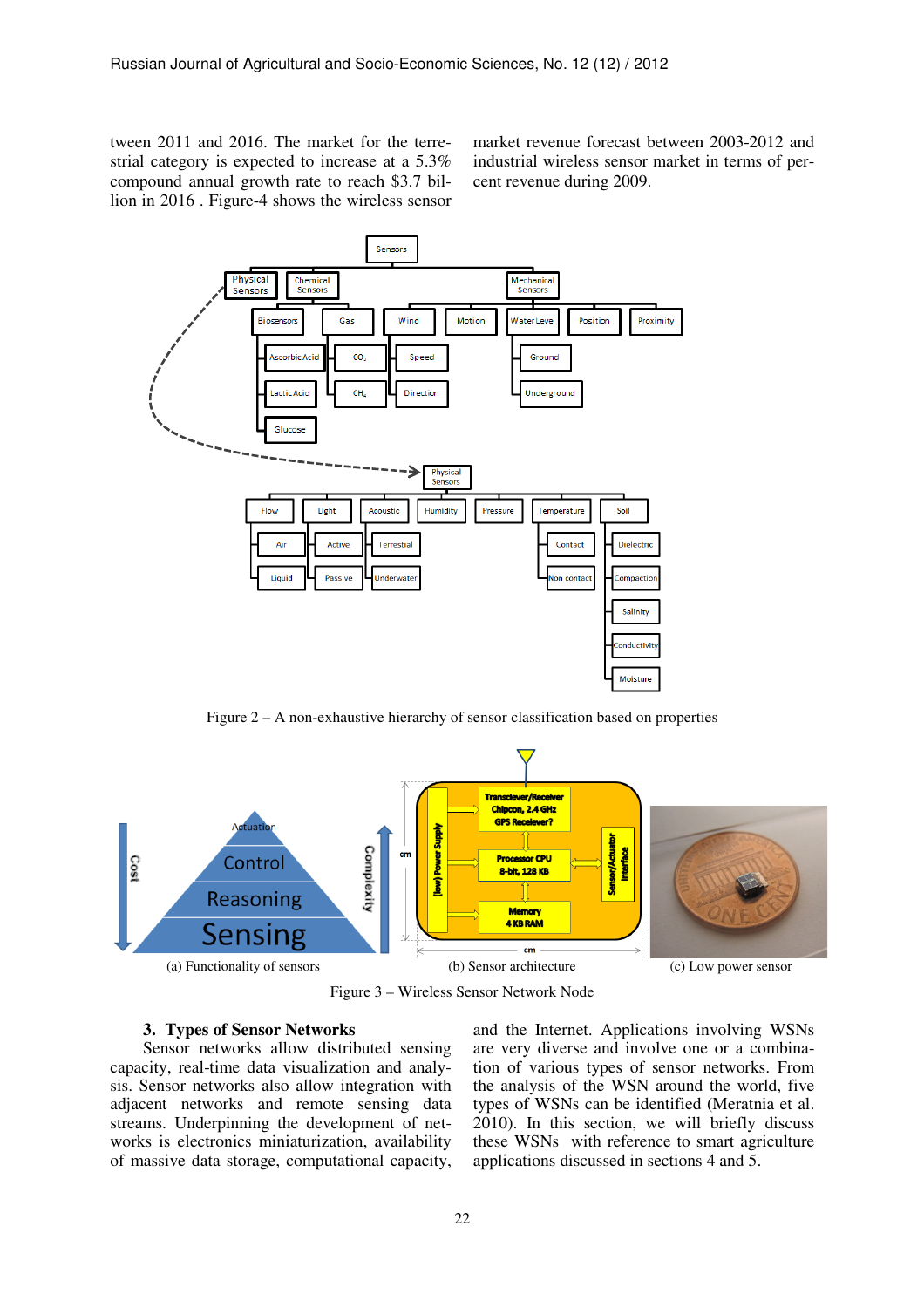tween 2011 and 2016. The market for the terrestrial category is expected to increase at a 5.3% compound annual growth rate to reach $3.7 billion in 2016 . Figure-4 shows the wireless sensor market revenue forecast between 2003-2012 and industrial wireless sensor market in terms of percent revenue during 2009.

Figure 2 – A non-exhaustive hierarchy of sensor classification based on properties

(a) Functionality of sensors (b) Sensor architecture (c) Low power sensor

Figure 3 – Wireless Sensor Network Node

### 3. Types of Sensor Networks

Sensor networks allow distributed sensing capacity, real-time data visualization and analysis. Sensor networks also allow integration with adjacent networks and remote sensing data streams. Underpinning the development of networks is electronics miniaturization, availability of massive data storage, computational capacity, and the Internet. Applications involving WSNs are very diverse and involve one or a combination of various types of sensor networks. From the analysis of the WSN around the world, five types of WSNs can be identified (Meratnia et al. 2010). In this section, we will briefly discuss these WSNs with reference to smart agriculture applications discussed in sections 4 and 5.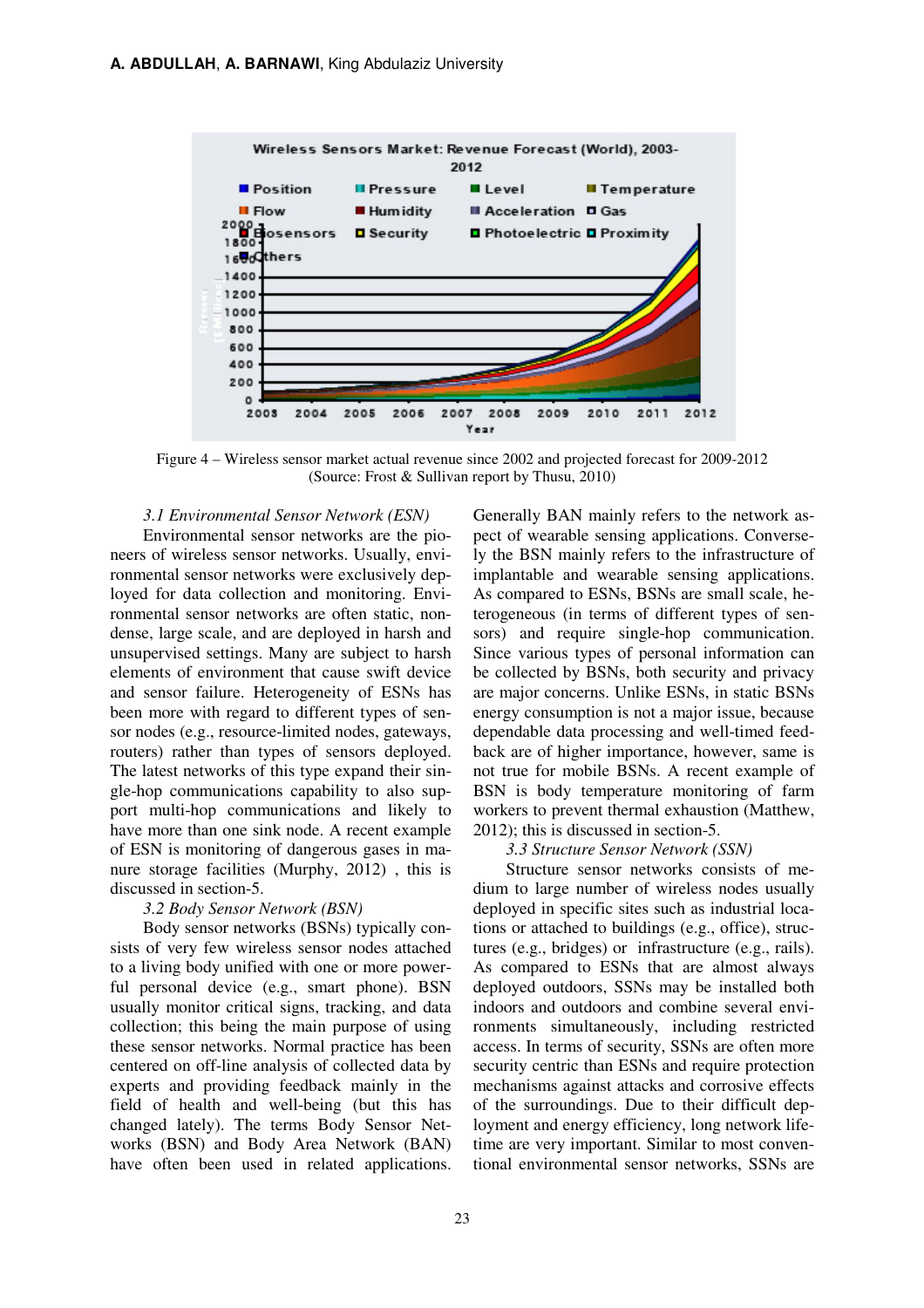Wireless Sensors Market: Revenue Forecast (World), 2003-2012

Position
Pressure
Level
Temperature
Flow
Humidity
Acceleration
Gas
Biosensors
Security
Photoelectric
Proximity
Others

Revenue ($ Million)

2000
1800
1600
1400
1200
1000
800
600
400
200
0

2003 2004 2005 2006 2007 2008 2009 2010 2011 2012

Year

Figure 4 – Wireless sensor market actual revenue since 2002 and projected forecast for 2009-2012 (Source: Frost & Sullivan report by Thusu, 2010)

*3.1 Environmental Sensor Network (ESN)*

Environmental sensor networks are the pioneers of wireless sensor networks. Usually, environmental sensor networks were exclusively deployed for data collection and monitoring. Environmental sensor networks are often static, non-dense, large scale, and are deployed in harsh and unsupervised settings. Many are subject to harsh elements of environment that cause swift device and sensor failure. Heterogeneity of ESNs has been more with regard to different types of sensor nodes (e.g., resource-limited nodes, gateways, routers) rather than types of sensors deployed. The latest networks of this type expand their single-hop communications capability to also support multi-hop communications and likely to have more than one sink node. A recent example of ESN is monitoring of dangerous gases in manure storage facilities (Murphy, 2012) , this is discussed in section-5.

*3.2 Body Sensor Network (BSN)*

Body sensor networks (BSNs) typically consists of very few wireless sensor nodes attached to a living body unified with one or more powerful personal device (e.g., smart phone). BSN usually monitor critical signs, tracking, and data collection; this being the main purpose of using these sensor networks. Normal practice has been centered on off-line analysis of collected data by experts and providing feedback mainly in the field of health and well-being (but this has changed lately). The terms Body Sensor Networks (BSN) and Body Area Network (BAN) have often been used in related applications. Generally BAN mainly refers to the network aspect of wearable sensing applications. Conversely the BSN mainly refers to the infrastructure of implantable and wearable sensing applications. As compared to ESNs, BSNs are small scale, heterogeneous (in terms of different types of sensors) and require single-hop communication. Since various types of personal information can be collected by BSNs, both security and privacy are major concerns. Unlike ESNs, in static BSNs energy consumption is not a major issue, because dependable data processing and well-timed feedback are of higher importance, however, same is not true for mobile BSNs. A recent example of BSN is body temperature monitoring of farm workers to prevent thermal exhaustion (Matthew, 2012); this is discussed in section-5.

*3.3 Structure Sensor Network (SSN)*

Structure sensor networks consists of medium to large number of wireless nodes usually deployed in specific sites such as industrial locations or attached to buildings (e.g., office), structures (e.g., bridges) or infrastructure (e.g., rails). As compared to ESNs that are almost always deployed outdoors, SSNs may be installed both indoors and outdoors and combine several environments simultaneously, including restricted access. In terms of security, SSNs are often more security centric than ESNs and require protection mechanisms against attacks and corrosive effects of the surroundings. Due to their difficult deployment and energy efficiency, long network lifetime are very important. Similar to most conventional environmental sensor networks, SSNs are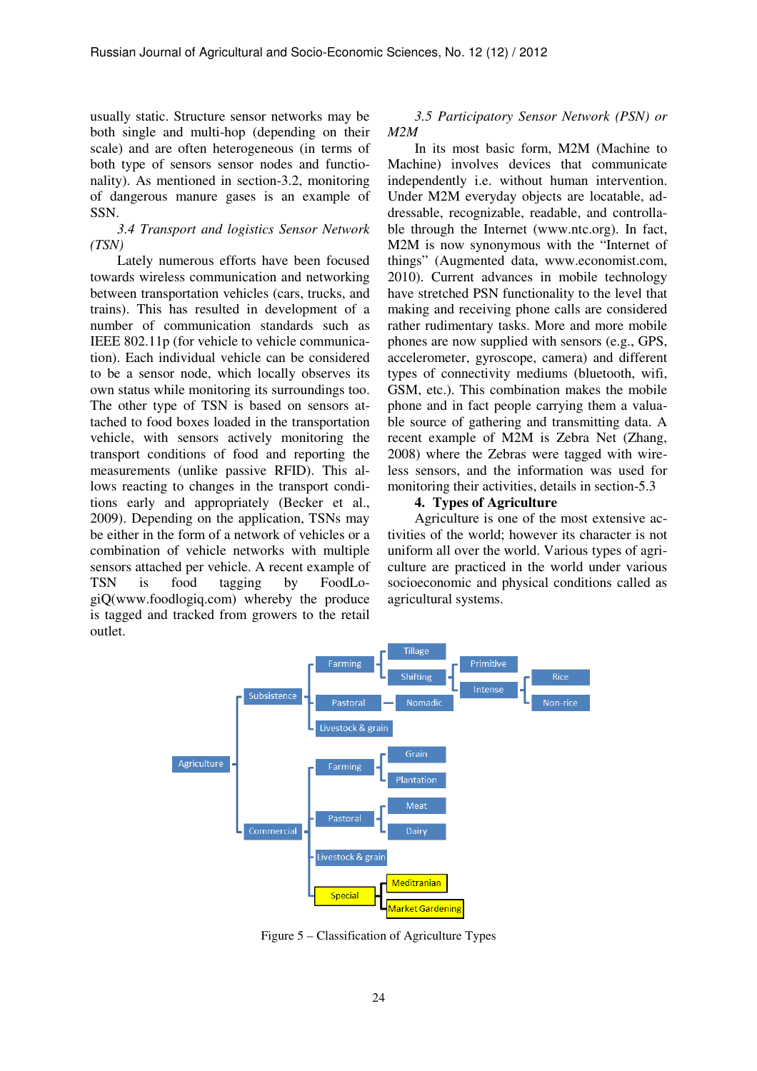usually static. Structure sensor networks may be both single and multi-hop (depending on their scale) and are often heterogeneous (in terms of both type of sensors sensor nodes and functionality). As mentioned in section-3.2, monitoring of dangerous manure gases is an example of SSN.

### *3.4 Transport and logistics Sensor Network (TSN)*

Lately numerous efforts have been focused towards wireless communication and networking between transportation vehicles (cars, trucks, and trains). This has resulted in development of a number of communication standards such as IEEE 802.11p (for vehicle to vehicle communication). Each individual vehicle can be considered to be a sensor node, which locally observes its own status while monitoring its surroundings too. The other type of TSN is based on sensors attached to food boxes loaded in the transportation vehicle, with sensors actively monitoring the transport conditions of food and reporting the measurements (unlike passive RFID). This allows reacting to changes in the transport conditions early and appropriately (Becker et al., 2009). Depending on the application, TSNs may be either in the form of a network of vehicles or a combination of vehicle networks with multiple sensors attached per vehicle. A recent example of TSN is food tagging by FoodLogiQ(www.foodlogiq.com) whereby the produce is tagged and tracked from growers to the retail outlet.

### *3.5 Participatory Sensor Network (PSN) or M2M*

In its most basic form, M2M (Machine to Machine) involves devices that communicate independently i.e. without human intervention. Under M2M everyday objects are locatable, addressable, recognizable, readable, and controllable through the Internet (www.ntc.org). In fact, M2M is now synonymous with the "Internet of things" (Augmented data, www.economist.com, 2010). Current advances in mobile technology have stretched PSN functionality to the level that making and receiving phone calls are considered rather rudimentary tasks. More and more mobile phones are now supplied with sensors (e.g., GPS, accelerometer, gyroscope, camera) and different types of connectivity mediums (bluetooth, wifi, GSM, etc.). This combination makes the mobile phone and in fact people carrying them a valuable source of gathering and transmitting data. A recent example of M2M is Zebra Net (Zhang, 2008) where the Zebras were tagged with wireless sensors, and the information was used for monitoring their activities, details in section-5.3

## **4. Types of Agriculture**

Agriculture is one of the most extensive activities of the world; however its character is not uniform all over the world. Various types of agriculture are practiced in the world under various socioeconomic and physical conditions called as agricultural systems.

- Agriculture
  - Subsistence
    - Farming
      - Tillage
      - Shifting
        - Primitive
        - Intense
          - Rice
          - Non-rice
    - Pastoral
      - Nomadic
    - Livestock & grain
  - Commercial
    - Farming
      - Grain
      - Plantation
    - Pastoral
      - Meat
      - Dairy
    - Livestock & grain
    - Special
      - Meditranian
      - Market Gardening

Figure 5 – Classification of Agriculture Types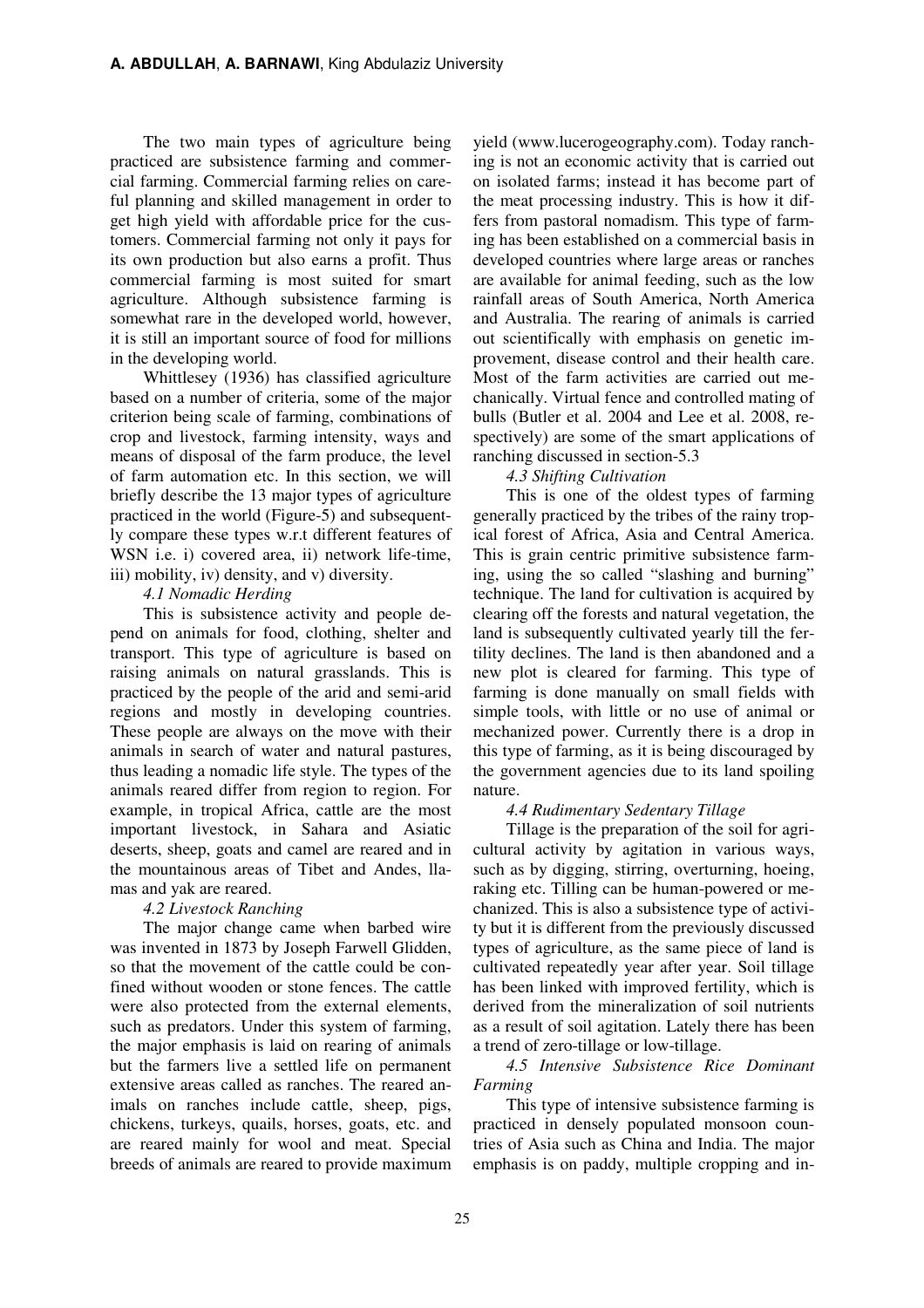The two main types of agriculture being practiced are subsistence farming and commercial farming. Commercial farming relies on careful planning and skilled management in order to get high yield with affordable price for the customers. Commercial farming not only it pays for its own production but also earns a profit. Thus commercial farming is most suited for smart agriculture. Although subsistence farming is somewhat rare in the developed world, however, it is still an important source of food for millions in the developing world.

Whittlesey (1936) has classified agriculture based on a number of criteria, some of the major criterion being scale of farming, combinations of crop and livestock, farming intensity, ways and means of disposal of the farm produce, the level of farm automation etc. In this section, we will briefly describe the 13 major types of agriculture practiced in the world (Figure-5) and subsequently compare these types w.r.t different features of WSN i.e. i) covered area, ii) network life-time, iii) mobility, iv) density, and v) diversity.

*4.1 Nomadic Herding*

This is subsistence activity and people depend on animals for food, clothing, shelter and transport. This type of agriculture is based on raising animals on natural grasslands. This is practiced by the people of the arid and semi-arid regions and mostly in developing countries. These people are always on the move with their animals in search of water and natural pastures, thus leading a nomadic life style. The types of the animals reared differ from region to region. For example, in tropical Africa, cattle are the most important livestock, in Sahara and Asiatic deserts, sheep, goats and camel are reared and in the mountainous areas of Tibet and Andes, llamas and yak are reared.

*4.2 Livestock Ranching*

The major change came when barbed wire was invented in 1873 by Joseph Farwell Glidden, so that the movement of the cattle could be confined without wooden or stone fences. The cattle were also protected from the external elements, such as predators. Under this system of farming, the major emphasis is laid on rearing of animals but the farmers live a settled life on permanent extensive areas called as ranches. The reared animals on ranches include cattle, sheep, pigs, chickens, turkeys, quails, horses, goats, etc. and are reared mainly for wool and meat. Special breeds of animals are reared to provide maximum yield (www.lucerogeography.com). Today ranching is not an economic activity that is carried out on isolated farms; instead it has become part of the meat processing industry. This is how it differs from pastoral nomadism. This type of farming has been established on a commercial basis in developed countries where large areas or ranches are available for animal feeding, such as the low rainfall areas of South America, North America and Australia. The rearing of animals is carried out scientifically with emphasis on genetic improvement, disease control and their health care. Most of the farm activities are carried out mechanically. Virtual fence and controlled mating of bulls (Butler et al. 2004 and Lee et al. 2008, respectively) are some of the smart applications of ranching discussed in section-5.3

*4.3 Shifting Cultivation*

This is one of the oldest types of farming generally practiced by the tribes of the rainy tropical forest of Africa, Asia and Central America. This is grain centric primitive subsistence farming, using the so called "slashing and burning" technique. The land for cultivation is acquired by clearing off the forests and natural vegetation, the land is subsequently cultivated yearly till the fertility declines. The land is then abandoned and a new plot is cleared for farming. This type of farming is done manually on small fields with simple tools, with little or no use of animal or mechanized power. Currently there is a drop in this type of farming, as it is being discouraged by the government agencies due to its land spoiling nature.

*4.4 Rudimentary Sedentary Tillage*

Tillage is the preparation of the soil for agricultural activity by agitation in various ways, such as by digging, stirring, overturning, hoeing, raking etc. Tilling can be human-powered or mechanized. This is also a subsistence type of activity but it is different from the previously discussed types of agriculture, as the same piece of land is cultivated repeatedly year after year. Soil tillage has been linked with improved fertility, which is derived from the mineralization of soil nutrients as a result of soil agitation. Lately there has been a trend of zero-tillage or low-tillage.

*4.5 Intensive Subsistence Rice Dominant Farming*

This type of intensive subsistence farming is practiced in densely populated monsoon countries of Asia such as China and India. The major emphasis is on paddy, multiple cropping and in-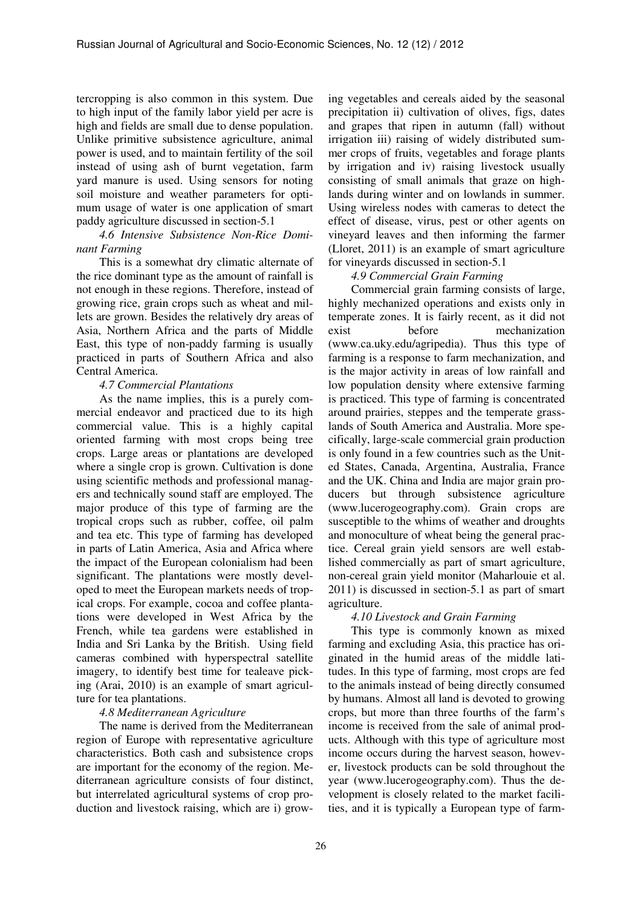tercropping is also common in this system. Due to high input of the family labor yield per acre is high and fields are small due to dense population. Unlike primitive subsistence agriculture, animal power is used, and to maintain fertility of the soil instead of using ash of burnt vegetation, farm yard manure is used. Using sensors for noting soil moisture and weather parameters for optimum usage of water is one application of smart paddy agriculture discussed in section-5.1

### *4.6 Intensive Subsistence Non-Rice Dominant Farming*

This is a somewhat dry climatic alternate of the rice dominant type as the amount of rainfall is not enough in these regions. Therefore, instead of growing rice, grain crops such as wheat and millets are grown. Besides the relatively dry areas of Asia, Northern Africa and the parts of Middle East, this type of non-paddy farming is usually practiced in parts of Southern Africa and also Central America.

### *4.7 Commercial Plantations*

As the name implies, this is a purely commercial endeavor and practiced due to its high commercial value. This is a highly capital oriented farming with most crops being tree crops. Large areas or plantations are developed where a single crop is grown. Cultivation is done using scientific methods and professional managers and technically sound staff are employed. The major produce of this type of farming are the tropical crops such as rubber, coffee, oil palm and tea etc. This type of farming has developed in parts of Latin America, Asia and Africa where the impact of the European colonialism had been significant. The plantations were mostly developed to meet the European markets needs of tropical crops. For example, cocoa and coffee plantations were developed in West Africa by the French, while tea gardens were established in India and Sri Lanka by the British. Using field cameras combined with hyperspectral satellite imagery, to identify best time for tealeave picking (Arai, 2010) is an example of smart agriculture for tea plantations.

### *4.8 Mediterranean Agriculture*

The name is derived from the Mediterranean region of Europe with representative agriculture characteristics. Both cash and subsistence crops are important for the economy of the region. Mediterranean agriculture consists of four distinct, but interrelated agricultural systems of crop production and livestock raising, which are i) growing vegetables and cereals aided by the seasonal precipitation ii) cultivation of olives, figs, dates and grapes that ripen in autumn (fall) without irrigation iii) raising of widely distributed summer crops of fruits, vegetables and forage plants by irrigation and iv) raising livestock usually consisting of small animals that graze on highlands during winter and on lowlands in summer. Using wireless nodes with cameras to detect the effect of disease, virus, pest or other agents on vineyard leaves and then informing the farmer (Lloret, 2011) is an example of smart agriculture for vineyards discussed in section-5.1

### *4.9 Commercial Grain Farming*

Commercial grain farming consists of large, highly mechanized operations and exists only in temperate zones. It is fairly recent, as it did not exist before mechanization (www.ca.uky.edu/agripedia). Thus this type of farming is a response to farm mechanization, and is the major activity in areas of low rainfall and low population density where extensive farming is practiced. This type of farming is concentrated around prairies, steppes and the temperate grasslands of South America and Australia. More specifically, large-scale commercial grain production is only found in a few countries such as the United States, Canada, Argentina, Australia, France and the UK. China and India are major grain producers but through subsistence agriculture (www.lucerogeography.com). Grain crops are susceptible to the whims of weather and droughts and monoculture of wheat being the general practice. Cereal grain yield sensors are well established commercially as part of smart agriculture, non-cereal grain yield monitor (Maharlouie et al. 2011) is discussed in section-5.1 as part of smart agriculture.

### *4.10 Livestock and Grain Farming*

This type is commonly known as mixed farming and excluding Asia, this practice has originated in the humid areas of the middle latitudes. In this type of farming, most crops are fed to the animals instead of being directly consumed by humans. Almost all land is devoted to growing crops, but more than three fourths of the farm's income is received from the sale of animal products. Although with this type of agriculture most income occurs during the harvest season, however, livestock products can be sold throughout the year (www.lucerogeography.com). Thus the development is closely related to the market facilities, and it is typically a European type of farm-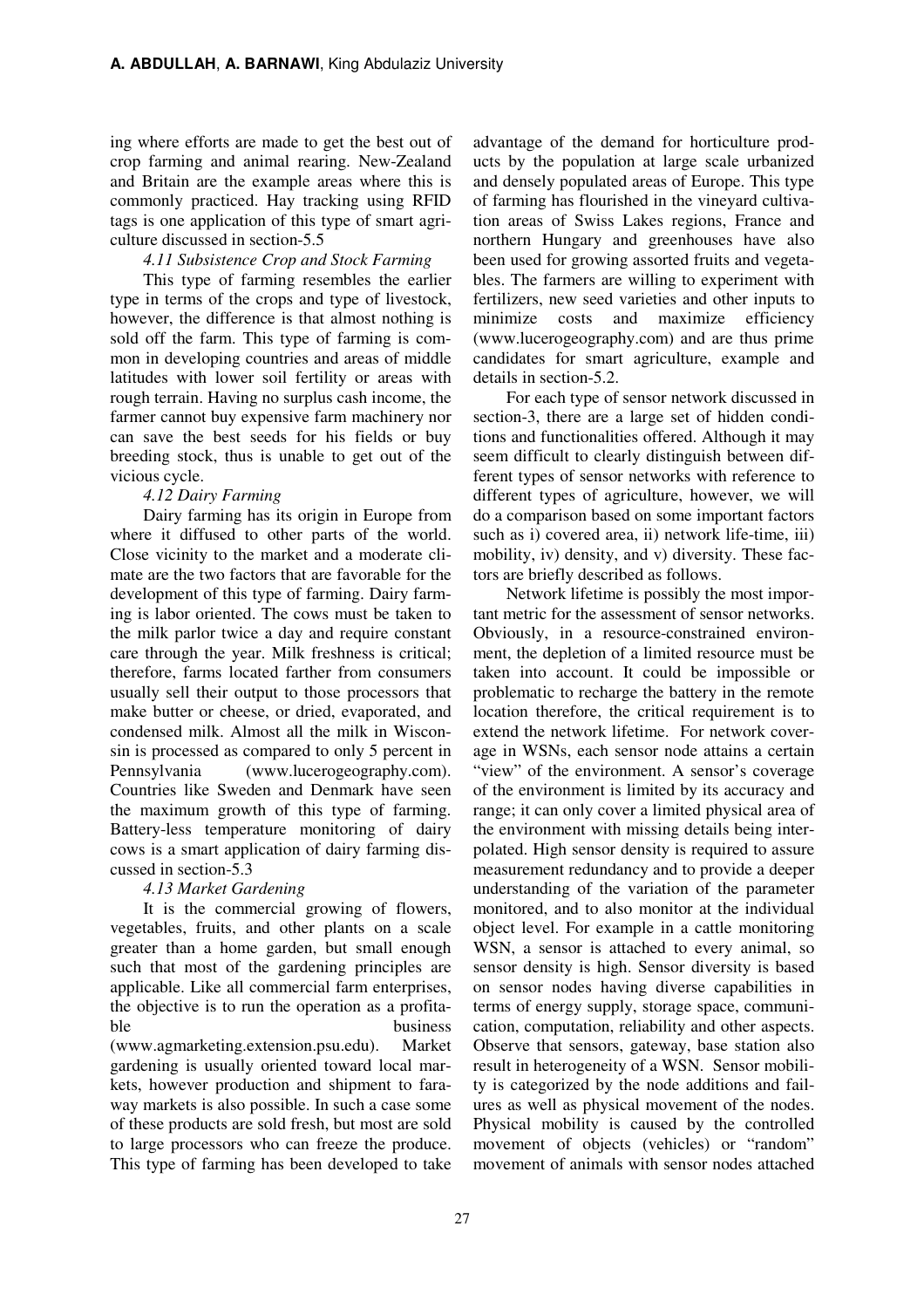ing where efforts are made to get the best out of crop farming and animal rearing. New-Zealand and Britain are the example areas where this is commonly practiced. Hay tracking using RFID tags is one application of this type of smart agriculture discussed in section-5.5

*4.11 Subsistence Crop and Stock Farming*

This type of farming resembles the earlier type in terms of the crops and type of livestock, however, the difference is that almost nothing is sold off the farm. This type of farming is common in developing countries and areas of middle latitudes with lower soil fertility or areas with rough terrain. Having no surplus cash income, the farmer cannot buy expensive farm machinery nor can save the best seeds for his fields or buy breeding stock, thus is unable to get out of the vicious cycle.

*4.12 Dairy Farming*

Dairy farming has its origin in Europe from where it diffused to other parts of the world. Close vicinity to the market and a moderate climate are the two factors that are favorable for the development of this type of farming. Dairy farming is labor oriented. The cows must be taken to the milk parlor twice a day and require constant care through the year. Milk freshness is critical; therefore, farms located farther from consumers usually sell their output to those processors that make butter or cheese, or dried, evaporated, and condensed milk. Almost all the milk in Wisconsin is processed as compared to only 5 percent in Pennsylvania (www.lucerogeography.com). Countries like Sweden and Denmark have seen the maximum growth of this type of farming. Battery-less temperature monitoring of dairy cows is a smart application of dairy farming discussed in section-5.3

*4.13 Market Gardening*

It is the commercial growing of flowers, vegetables, fruits, and other plants on a scale greater than a home garden, but small enough such that most of the gardening principles are applicable. Like all commercial farm enterprises, the objective is to run the operation as a profitable business (www.agmarketing.extension.psu.edu). Market gardening is usually oriented toward local markets, however production and shipment to faraway markets is also possible. In such a case some of these products are sold fresh, but most are sold to large processors who can freeze the produce. This type of farming has been developed to take advantage of the demand for horticulture products by the population at large scale urbanized and densely populated areas of Europe. This type of farming has flourished in the vineyard cultivation areas of Swiss Lakes regions, France and northern Hungary and greenhouses have also been used for growing assorted fruits and vegetables. The farmers are willing to experiment with fertilizers, new seed varieties and other inputs to minimize costs and maximize efficiency (www.lucerogeography.com) and are thus prime candidates for smart agriculture, example and details in section-5.2.

For each type of sensor network discussed in section-3, there are a large set of hidden conditions and functionalities offered. Although it may seem difficult to clearly distinguish between different types of sensor networks with reference to different types of agriculture, however, we will do a comparison based on some important factors such as i) covered area, ii) network life-time, iii) mobility, iv) density, and v) diversity. These factors are briefly described as follows.

Network lifetime is possibly the most important metric for the assessment of sensor networks. Obviously, in a resource-constrained environment, the depletion of a limited resource must be taken into account. It could be impossible or problematic to recharge the battery in the remote location therefore, the critical requirement is to extend the network lifetime. For network coverage in WSNs, each sensor node attains a certain "view" of the environment. A sensor's coverage of the environment is limited by its accuracy and range; it can only cover a limited physical area of the environment with missing details being interpolated. High sensor density is required to assure measurement redundancy and to provide a deeper understanding of the variation of the parameter monitored, and to also monitor at the individual object level. For example in a cattle monitoring WSN, a sensor is attached to every animal, so sensor density is high. Sensor diversity is based on sensor nodes having diverse capabilities in terms of energy supply, storage space, communication, computation, reliability and other aspects. Observe that sensors, gateway, base station also result in heterogeneity of a WSN. Sensor mobility is categorized by the node additions and failures as well as physical movement of the nodes. Physical mobility is caused by the controlled movement of objects (vehicles) or "random" movement of animals with sensor nodes attached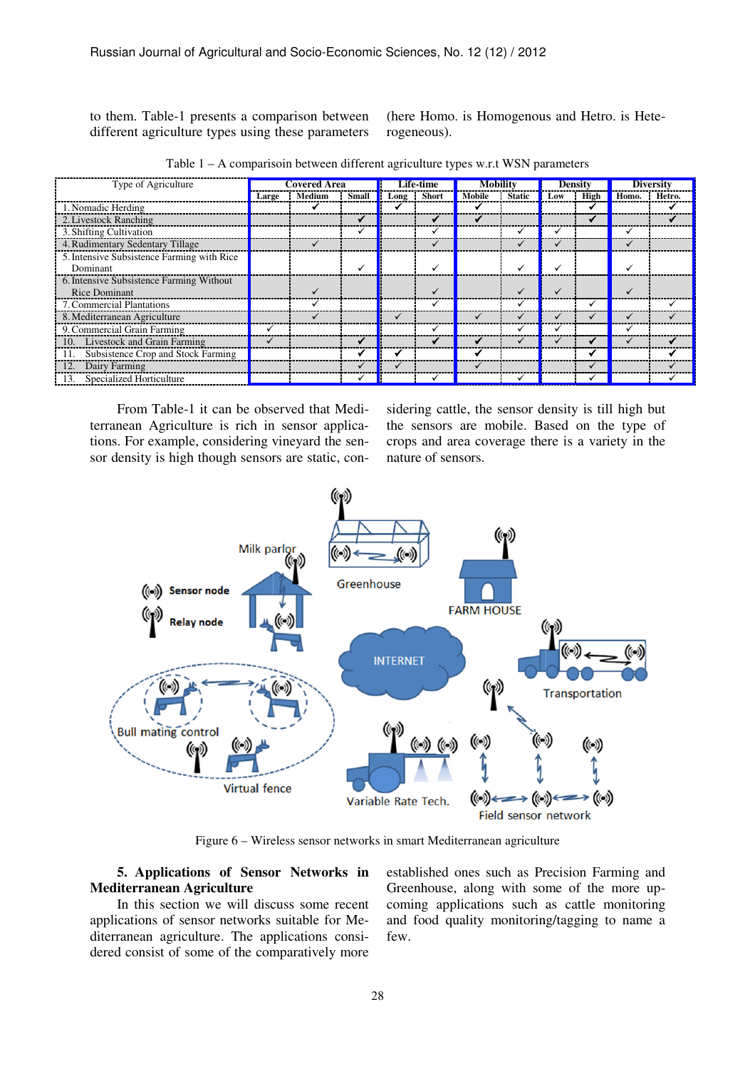to them. Table-1 presents a comparison between different agriculture types using these parameters (here Homo. is Homogenous and Hetro. is Heterogeneous).

Table 1 – A comparisoin between different agriculture types w.r.t WSN parameters

| Type of Agriculture | Covered Area | | | Life-time | | Mobility | | Density | | Diversity | |
|---|---|---|---|---|---|---|---|---|---|---|---|
| | Large | Medium | Small | Long | Short | Mobile | Static | Low | High | Homo. | Hetro. |
| 1. Nomadic Herding | | ✓ | | ✓ | | ✓ | | | ✓ | | ✓ |
| 2. Livestock Ranching | | | ✓ | | ✓ | ✓ | | | ✓ | | ✓ |
| 3. Shifting Cultivation | | | ✓ | | ✓ | | ✓ | ✓ | | ✓ | |
| 4. Rudimentary Sedentary Tillage | | ✓ | | | ✓ | | ✓ | ✓ | | ✓ | |
| 5. Intensive Subsistence Farming with Rice Dominant | | | ✓ | | ✓ | | ✓ | ✓ | | ✓ | |
| 6. Intensive Subsistence Farming Without Rice Dominant | | ✓ | | | ✓ | | ✓ | ✓ | | ✓ | |
| 7. Commercial Plantations | | ✓ | | | ✓ | | ✓ | | ✓ | | ✓ |
| 8. Mediterranean Agriculture | | ✓ | | ✓ | | ✓ | ✓ | ✓ | ✓ | ✓ | ✓ |
| 9. Commercial Grain Farming | ✓ | | | | ✓ | | ✓ | ✓ | | ✓ | |
| 10. Livestock and Grain Farming | ✓ | | ✓ | | ✓ | ✓ | ✓ | ✓ | ✓ | ✓ | ✓ |
| 11. Subsistence Crop and Stock Farming | | | ✓ | ✓ | | ✓ | | | ✓ | | ✓ |
| 12. Dairy Farming | | | ✓ | ✓ | | ✓ | | | ✓ | | ✓ |
| 13. Specialized Horticulture | | | ✓ | | ✓ | | ✓ | | ✓ | | ✓ |

From Table-1 it can be observed that Mediterranean Agriculture is rich in sensor applications. For example, considering vineyard the sensor density is high though sensors are static, considering cattle, the sensor density is till high but the sensors are mobile. Based on the type of crops and area coverage there is a variety in the nature of sensors.

Figure 6 – Wireless sensor networks in smart Mediterranean agriculture

## 5. Applications of Sensor Networks in Mediterranean Agriculture

In this section we will discuss some recent applications of sensor networks suitable for Mediterranean agriculture. The applications considered consist of some of the comparatively more established ones such as Precision Farming and Greenhouse, along with some of the more upcoming applications such as cattle monitoring and food quality monitoring/tagging to name a few.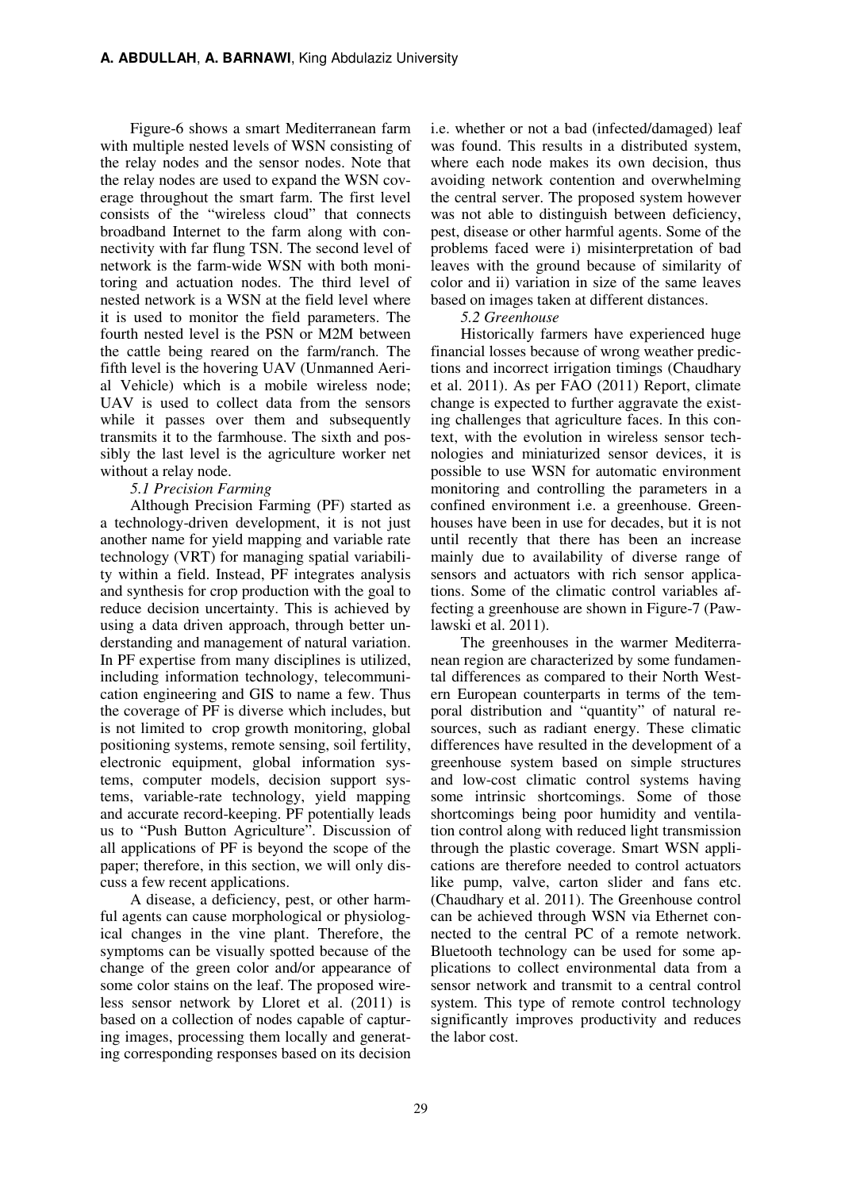Figure-6 shows a smart Mediterranean farm with multiple nested levels of WSN consisting of the relay nodes and the sensor nodes. Note that the relay nodes are used to expand the WSN coverage throughout the smart farm. The first level consists of the "wireless cloud" that connects broadband Internet to the farm along with connectivity with far flung TSN. The second level of network is the farm-wide WSN with both monitoring and actuation nodes. The third level of nested network is a WSN at the field level where it is used to monitor the field parameters. The fourth nested level is the PSN or M2M between the cattle being reared on the farm/ranch. The fifth level is the hovering UAV (Unmanned Aerial Vehicle) which is a mobile wireless node; UAV is used to collect data from the sensors while it passes over them and subsequently transmits it to the farmhouse. The sixth and possibly the last level is the agriculture worker net without a relay node.

### *5.1 Precision Farming*

Although Precision Farming (PF) started as a technology-driven development, it is not just another name for yield mapping and variable rate technology (VRT) for managing spatial variability within a field. Instead, PF integrates analysis and synthesis for crop production with the goal to reduce decision uncertainty. This is achieved by using a data driven approach, through better understanding and management of natural variation. In PF expertise from many disciplines is utilized, including information technology, telecommunication engineering and GIS to name a few. Thus the coverage of PF is diverse which includes, but is not limited to crop growth monitoring, global positioning systems, remote sensing, soil fertility, electronic equipment, global information systems, computer models, decision support systems, variable-rate technology, yield mapping and accurate record-keeping. PF potentially leads us to "Push Button Agriculture". Discussion of all applications of PF is beyond the scope of the paper; therefore, in this section, we will only discuss a few recent applications.

A disease, a deficiency, pest, or other harmful agents can cause morphological or physiological changes in the vine plant. Therefore, the symptoms can be visually spotted because of the change of the green color and/or appearance of some color stains on the leaf. The proposed wireless sensor network by Lloret et al. (2011) is based on a collection of nodes capable of capturing images, processing them locally and generating corresponding responses based on its decision i.e. whether or not a bad (infected/damaged) leaf was found. This results in a distributed system, where each node makes its own decision, thus avoiding network contention and overwhelming the central server. The proposed system however was not able to distinguish between deficiency, pest, disease or other harmful agents. Some of the problems faced were i) misinterpretation of bad leaves with the ground because of similarity of color and ii) variation in size of the same leaves based on images taken at different distances.

### *5.2 Greenhouse*

Historically farmers have experienced huge financial losses because of wrong weather predictions and incorrect irrigation timings (Chaudhary et al. 2011). As per FAO (2011) Report, climate change is expected to further aggravate the existing challenges that agriculture faces. In this context, with the evolution in wireless sensor technologies and miniaturized sensor devices, it is possible to use WSN for automatic environment monitoring and controlling the parameters in a confined environment i.e. a greenhouse. Greenhouses have been in use for decades, but it is not until recently that there has been an increase mainly due to availability of diverse range of sensors and actuators with rich sensor applications. Some of the climatic control variables affecting a greenhouse are shown in Figure-7 (Pawlawski et al. 2011).

The greenhouses in the warmer Mediterranean region are characterized by some fundamental differences as compared to their North Western European counterparts in terms of the temporal distribution and "quantity" of natural resources, such as radiant energy. These climatic differences have resulted in the development of a greenhouse system based on simple structures and low-cost climatic control systems having some intrinsic shortcomings. Some of those shortcomings being poor humidity and ventilation control along with reduced light transmission through the plastic coverage. Smart WSN applications are therefore needed to control actuators like pump, valve, carton slider and fans etc. (Chaudhary et al. 2011). The Greenhouse control can be achieved through WSN via Ethernet connected to the central PC of a remote network. Bluetooth technology can be used for some applications to collect environmental data from a sensor network and transmit to a central control system. This type of remote control technology significantly improves productivity and reduces the labor cost.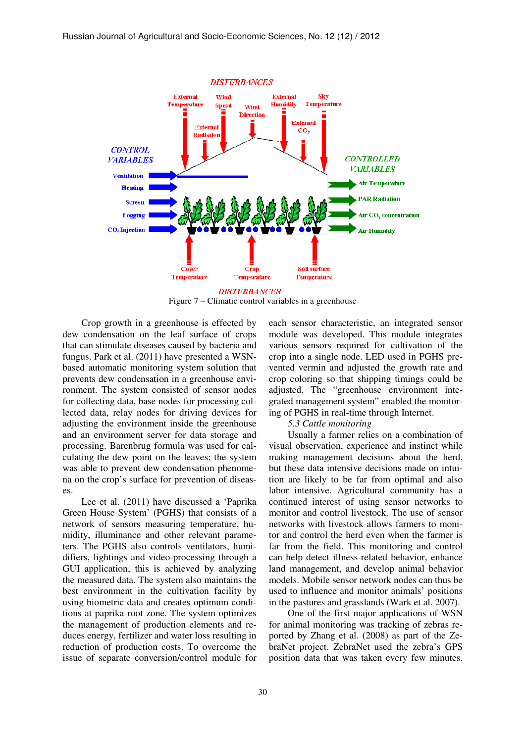DISTURBANCES

External Temperature

Wind Speed

Wind Direction

External Humidity

Sky Temperature

External Radiation

External $CO_2$

CONTROL VARIABLES

Ventilation

Heating

Screen

Fogging

$CO_2$ Injection

CONTROLLED VARIABLES

Air Temperature

PAR Radiation

Air $CO_2$ concentration

Air Humidity

Cover Temperature

Crop Temperature

Soil surface Temperature

DISTURBANCES

Figure 7 – Climatic control variables in a greenhouse

Crop growth in a greenhouse is effected by dew condensation on the leaf surface of crops that can stimulate diseases caused by bacteria and fungus. Park et al. (2011) have presented a WSN-based automatic monitoring system solution that prevents dew condensation in a greenhouse environment. The system consisted of sensor nodes for collecting data, base nodes for processing collected data, relay nodes for driving devices for adjusting the environment inside the greenhouse and an environment server for data storage and processing. Barenbrug formula was used for calculating the dew point on the leaves; the system was able to prevent dew condensation phenomena on the crop's surface for prevention of diseases.

Lee et al. (2011) have discussed a 'Paprika Green House System' (PGHS) that consists of a network of sensors measuring temperature, humidity, illuminance and other relevant parameters. The PGHS also controls ventilators, humidifiers, lightings and video-processing through a GUI application, this is achieved by analyzing the measured data. The system also maintains the best environment in the cultivation facility by using biometric data and creates optimum conditions at paprika root zone. The system optimizes the management of production elements and reduces energy, fertilizer and water loss resulting in reduction of production costs. To overcome the issue of separate conversion/control module for each sensor characteristic, an integrated sensor module was developed. This module integrates various sensors required for cultivation of the crop into a single node. LED used in PGHS prevented vermin and adjusted the growth rate and crop coloring so that shipping timings could be adjusted. The "greenhouse environment integrated management system" enabled the monitoring of PGHS in real-time through Internet.

*5.3 Cattle monitoring*

Usually a farmer relies on a combination of visual observation, experience and instinct while making management decisions about the herd, but these data intensive decisions made on intuition are likely to be far from optimal and also labor intensive. Agricultural community has a continued interest of using sensor networks to monitor and control livestock. The use of sensor networks with livestock allows farmers to monitor and control the herd even when the farmer is far from the field. This monitoring and control can help detect illness-related behavior, enhance land management, and develop animal behavior models. Mobile sensor network nodes can thus be used to influence and monitor animals' positions in the pastures and grasslands (Wark et al. 2007).

One of the first major applications of WSN for animal monitoring was tracking of zebras reported by Zhang et al. (2008) as part of the ZebraNet project. ZebraNet used the zebra's GPS position data that was taken every few minutes.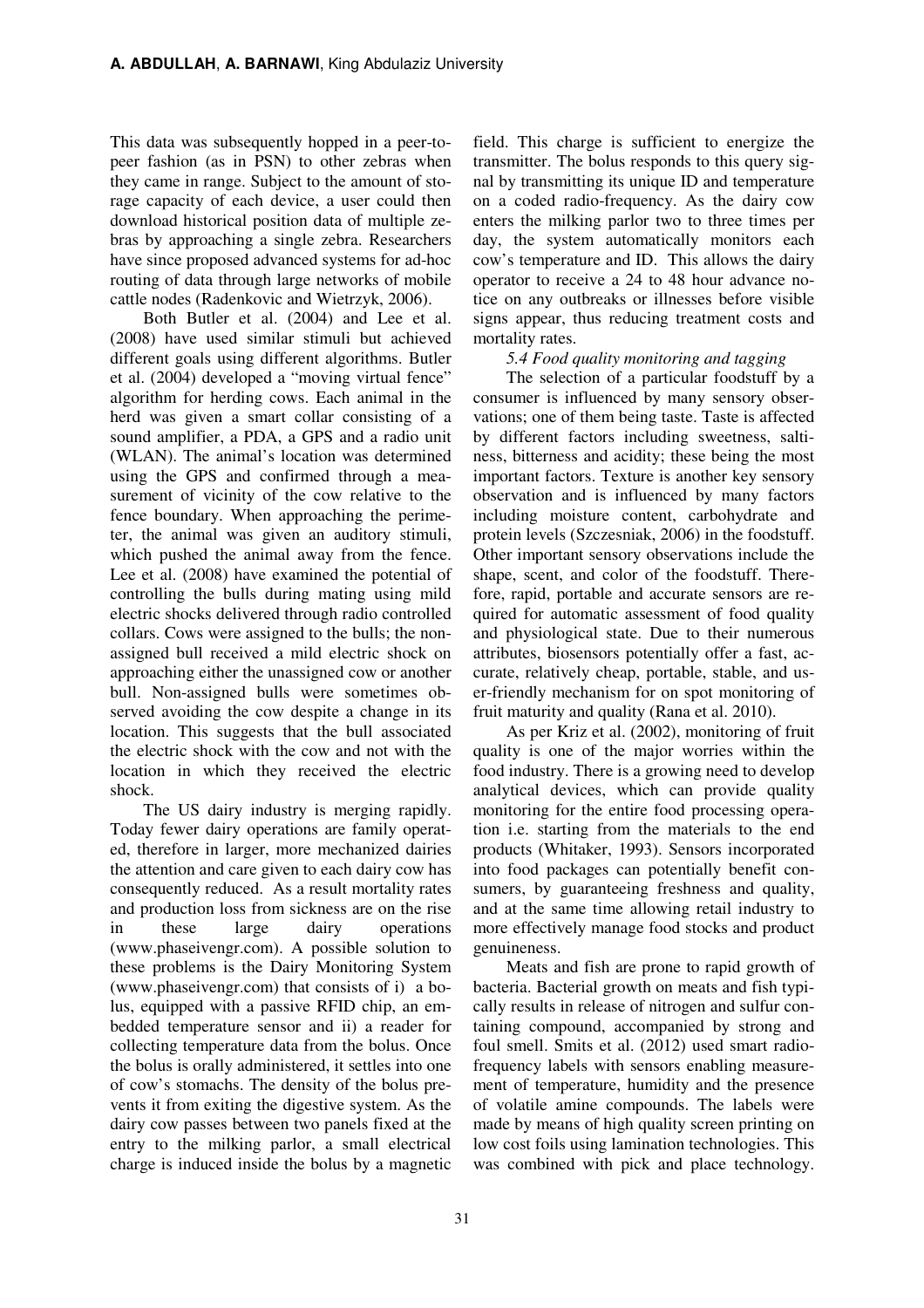This data was subsequently hopped in a peer-to-peer fashion (as in PSN) to other zebras when they came in range. Subject to the amount of storage capacity of each device, a user could then download historical position data of multiple zebras by approaching a single zebra. Researchers have since proposed advanced systems for ad-hoc routing of data through large networks of mobile cattle nodes (Radenkovic and Wietrzyk, 2006).

Both Butler et al. (2004) and Lee et al. (2008) have used similar stimuli but achieved different goals using different algorithms. Butler et al. (2004) developed a "moving virtual fence" algorithm for herding cows. Each animal in the herd was given a smart collar consisting of a sound amplifier, a PDA, a GPS and a radio unit (WLAN). The animal's location was determined using the GPS and confirmed through a measurement of vicinity of the cow relative to the fence boundary. When approaching the perimeter, the animal was given an auditory stimuli, which pushed the animal away from the fence. Lee et al. (2008) have examined the potential of controlling the bulls during mating using mild electric shocks delivered through radio controlled collars. Cows were assigned to the bulls; the non-assigned bull received a mild electric shock on approaching either the unassigned cow or another bull. Non-assigned bulls were sometimes observed avoiding the cow despite a change in its location. This suggests that the bull associated the electric shock with the cow and not with the location in which they received the electric shock.

The US dairy industry is merging rapidly. Today fewer dairy operations are family operated, therefore in larger, more mechanized dairies the attention and care given to each dairy cow has consequently reduced. As a result mortality rates and production loss from sickness are on the rise in these large dairy operations (www.phaseivengr.com). A possible solution to these problems is the Dairy Monitoring System (www.phaseivengr.com) that consists of i) a bolus, equipped with a passive RFID chip, an embedded temperature sensor and ii) a reader for collecting temperature data from the bolus. Once the bolus is orally administered, it settles into one of cow's stomachs. The density of the bolus prevents it from exiting the digestive system. As the dairy cow passes between two panels fixed at the entry to the milking parlor, a small electrical charge is induced inside the bolus by a magnetic field. This charge is sufficient to energize the transmitter. The bolus responds to this query signal by transmitting its unique ID and temperature on a coded radio-frequency. As the dairy cow enters the milking parlor two to three times per day, the system automatically monitors each cow's temperature and ID. This allows the dairy operator to receive a 24 to 48 hour advance notice on any outbreaks or illnesses before visible signs appear, thus reducing treatment costs and mortality rates.

### *5.4 Food quality monitoring and tagging*

The selection of a particular foodstuff by a consumer is influenced by many sensory observations; one of them being taste. Taste is affected by different factors including sweetness, saltiness, bitterness and acidity; these being the most important factors. Texture is another key sensory observation and is influenced by many factors including moisture content, carbohydrate and protein levels (Szczesniak, 2006) in the foodstuff. Other important sensory observations include the shape, scent, and color of the foodstuff. Therefore, rapid, portable and accurate sensors are required for automatic assessment of food quality and physiological state. Due to their numerous attributes, biosensors potentially offer a fast, accurate, relatively cheap, portable, stable, and user-friendly mechanism for on spot monitoring of fruit maturity and quality (Rana et al. 2010).

As per Kriz et al. (2002), monitoring of fruit quality is one of the major worries within the food industry. There is a growing need to develop analytical devices, which can provide quality monitoring for the entire food processing operation i.e. starting from the materials to the end products (Whitaker, 1993). Sensors incorporated into food packages can potentially benefit consumers, by guaranteeing freshness and quality, and at the same time allowing retail industry to more effectively manage food stocks and product genuineness.

Meats and fish are prone to rapid growth of bacteria. Bacterial growth on meats and fish typically results in release of nitrogen and sulfur containing compound, accompanied by strong and foul smell. Smits et al. (2012) used smart radio-frequency labels with sensors enabling measurement of temperature, humidity and the presence of volatile amine compounds. The labels were made by means of high quality screen printing on low cost foils using lamination technologies. This was combined with pick and place technology.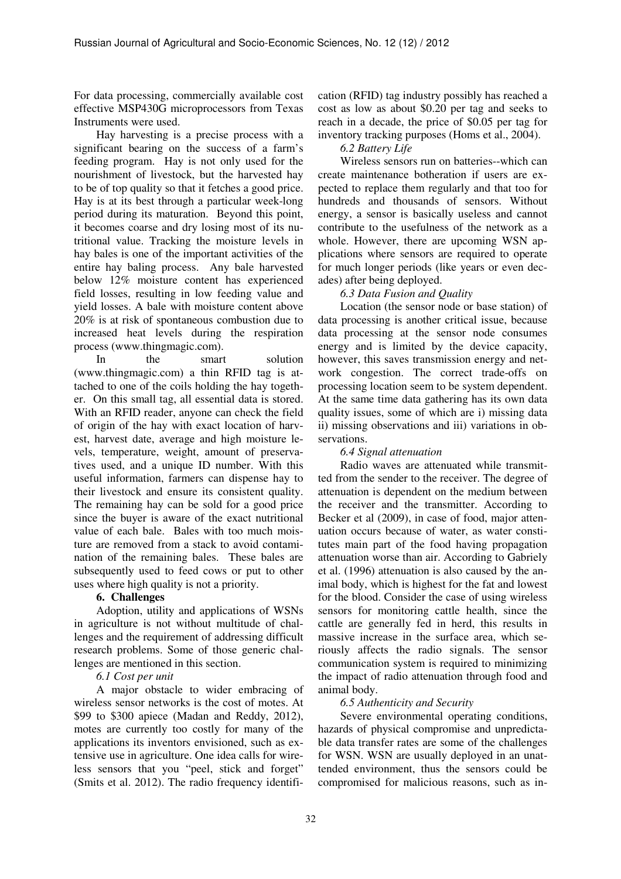For data processing, commercially available cost effective MSP430G microprocessors from Texas Instruments were used.

Hay harvesting is a precise process with a significant bearing on the success of a farm's feeding program. Hay is not only used for the nourishment of livestock, but the harvested hay to be of top quality so that it fetches a good price. Hay is at its best through a particular week-long period during its maturation. Beyond this point, it becomes coarse and dry losing most of its nutritional value. Tracking the moisture levels in hay bales is one of the important activities of the entire hay baling process. Any bale harvested below 12% moisture content has experienced field losses, resulting in low feeding value and yield losses. A bale with moisture content above 20% is at risk of spontaneous combustion due to increased heat levels during the respiration process (www.thingmagic.com).

In the smart solution (www.thingmagic.com) a thin RFID tag is attached to one of the coils holding the hay together. On this small tag, all essential data is stored. With an RFID reader, anyone can check the field of origin of the hay with exact location of harvest, harvest date, average and high moisture levels, temperature, weight, amount of preservatives used, and a unique ID number. With this useful information, farmers can dispense hay to their livestock and ensure its consistent quality. The remaining hay can be sold for a good price since the buyer is aware of the exact nutritional value of each bale. Bales with too much moisture are removed from a stack to avoid contamination of the remaining bales. These bales are subsequently used to feed cows or put to other uses where high quality is not a priority.

## 6. Challenges

Adoption, utility and applications of WSNs in agriculture is not without multitude of challenges and the requirement of addressing difficult research problems. Some of those generic challenges are mentioned in this section.

### *6.1 Cost per unit*

A major obstacle to wider embracing of wireless sensor networks is the cost of motes. At \$99 to \$300 apiece (Madan and Reddy, 2012), motes are currently too costly for many of the applications its inventors envisioned, such as extensive use in agriculture. One idea calls for wireless sensors that you "peel, stick and forget" (Smits et al. 2012). The radio frequency identification (RFID) tag industry possibly has reached a cost as low as about \$0.20 per tag and seeks to reach in a decade, the price of \$0.05 per tag for inventory tracking purposes (Homs et al., 2004).

### *6.2 Battery Life*

Wireless sensors run on batteries--which can create maintenance botheration if users are expected to replace them regularly and that too for hundreds and thousands of sensors. Without energy, a sensor is basically useless and cannot contribute to the usefulness of the network as a whole. However, there are upcoming WSN applications where sensors are required to operate for much longer periods (like years or even decades) after being deployed.

### *6.3 Data Fusion and Quality*

Location (the sensor node or base station) of data processing is another critical issue, because data processing at the sensor node consumes energy and is limited by the device capacity, however, this saves transmission energy and network congestion. The correct trade-offs on processing location seem to be system dependent. At the same time data gathering has its own data quality issues, some of which are i) missing data ii) missing observations and iii) variations in observations.

### *6.4 Signal attenuation*

Radio waves are attenuated while transmitted from the sender to the receiver. The degree of attenuation is dependent on the medium between the receiver and the transmitter. According to Becker et al (2009), in case of food, major attenuation occurs because of water, as water constitutes main part of the food having propagation attenuation worse than air. According to Gabriely et al. (1996) attenuation is also caused by the animal body, which is highest for the fat and lowest for the blood. Consider the case of using wireless sensors for monitoring cattle health, since the cattle are generally fed in herd, this results in massive increase in the surface area, which seriously affects the radio signals. The sensor communication system is required to minimizing the impact of radio attenuation through food and animal body.

### *6.5 Authenticity and Security*

Severe environmental operating conditions, hazards of physical compromise and unpredictable data transfer rates are some of the challenges for WSN. WSN are usually deployed in an unattended environment, thus the sensors could be compromised for malicious reasons, such as in-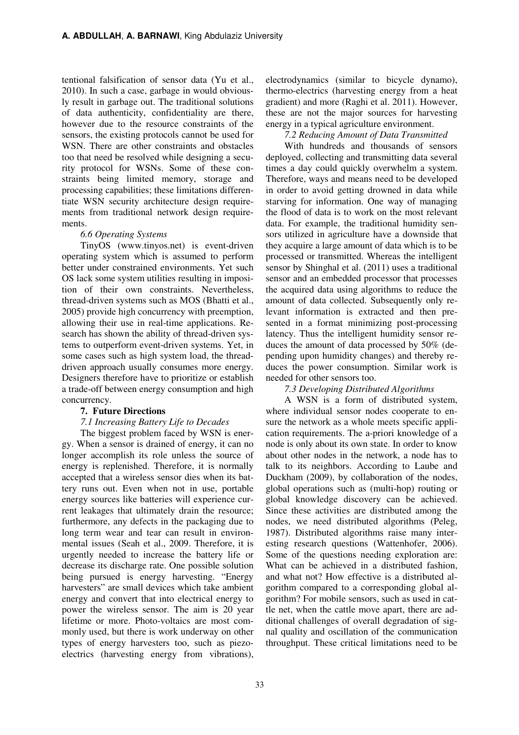tentional falsification of sensor data (Yu et al., 2010). In such a case, garbage in would obviously result in garbage out. The traditional solutions of data authenticity, confidentiality are there, however due to the resource constraints of the sensors, the existing protocols cannot be used for WSN. There are other constraints and obstacles too that need be resolved while designing a security protocol for WSNs. Some of these constraints being limited memory, storage and processing capabilities; these limitations differentiate WSN security architecture design requirements from traditional network design requirements.

*6.6 Operating Systems*

TinyOS (www.tinyos.net) is event-driven operating system which is assumed to perform better under constrained environments. Yet such OS lack some system utilities resulting in imposition of their own constraints. Nevertheless, thread-driven systems such as MOS (Bhatti et al., 2005) provide high concurrency with preemption, allowing their use in real-time applications. Research has shown the ability of thread-driven systems to outperform event-driven systems. Yet, in some cases such as high system load, the thread-driven approach usually consumes more energy. Designers therefore have to prioritize or establish a trade-off between energy consumption and high concurrency.

## 7. Future Directions

*7.1 Increasing Battery Life to Decades*

The biggest problem faced by WSN is energy. When a sensor is drained of energy, it can no longer accomplish its role unless the source of energy is replenished. Therefore, it is normally accepted that a wireless sensor dies when its battery runs out. Even when not in use, portable energy sources like batteries will experience current leakages that ultimately drain the resource; furthermore, any defects in the packaging due to long term wear and tear can result in environmental issues (Seah et al., 2009. Therefore, it is urgently needed to increase the battery life or decrease its discharge rate. One possible solution being pursued is energy harvesting. "Energy harvesters" are small devices which take ambient energy and convert that into electrical energy to power the wireless sensor. The aim is 20 year lifetime or more. Photo-voltaics are most commonly used, but there is work underway on other types of energy harvesters too, such as piezo-electrics (harvesting energy from vibrations), electrodynamics (similar to bicycle dynamo), thermo-electrics (harvesting energy from a heat gradient) and more (Raghi et al. 2011). However, these are not the major sources for harvesting energy in a typical agriculture environment.

*7.2 Reducing Amount of Data Transmitted*

With hundreds and thousands of sensors deployed, collecting and transmitting data several times a day could quickly overwhelm a system. Therefore, ways and means need to be developed in order to avoid getting drowned in data while starving for information. One way of managing the flood of data is to work on the most relevant data. For example, the traditional humidity sensors utilized in agriculture have a downside that they acquire a large amount of data which is to be processed or transmitted. Whereas the intelligent sensor by Shinghal et al. (2011) uses a traditional sensor and an embedded processor that processes the acquired data using algorithms to reduce the amount of data collected. Subsequently only relevant information is extracted and then presented in a format minimizing post-processing latency. Thus the intelligent humidity sensor reduces the amount of data processed by 50% (depending upon humidity changes) and thereby reduces the power consumption. Similar work is needed for other sensors too.

*7.3 Developing Distributed Algorithms*

A WSN is a form of distributed system, where individual sensor nodes cooperate to ensure the network as a whole meets specific application requirements. The a-priori knowledge of a node is only about its own state. In order to know about other nodes in the network, a node has to talk to its neighbors. According to Laube and Duckham (2009), by collaboration of the nodes, global operations such as (multi-hop) routing or global knowledge discovery can be achieved. Since these activities are distributed among the nodes, we need distributed algorithms (Peleg, 1987). Distributed algorithms raise many interesting research questions (Wattenhofer, 2006). Some of the questions needing exploration are: What can be achieved in a distributed fashion, and what not? How effective is a distributed algorithm compared to a corresponding global algorithm? For mobile sensors, such as used in cattle net, when the cattle move apart, there are additional challenges of overall degradation of signal quality and oscillation of the communication throughput. These critical limitations need to be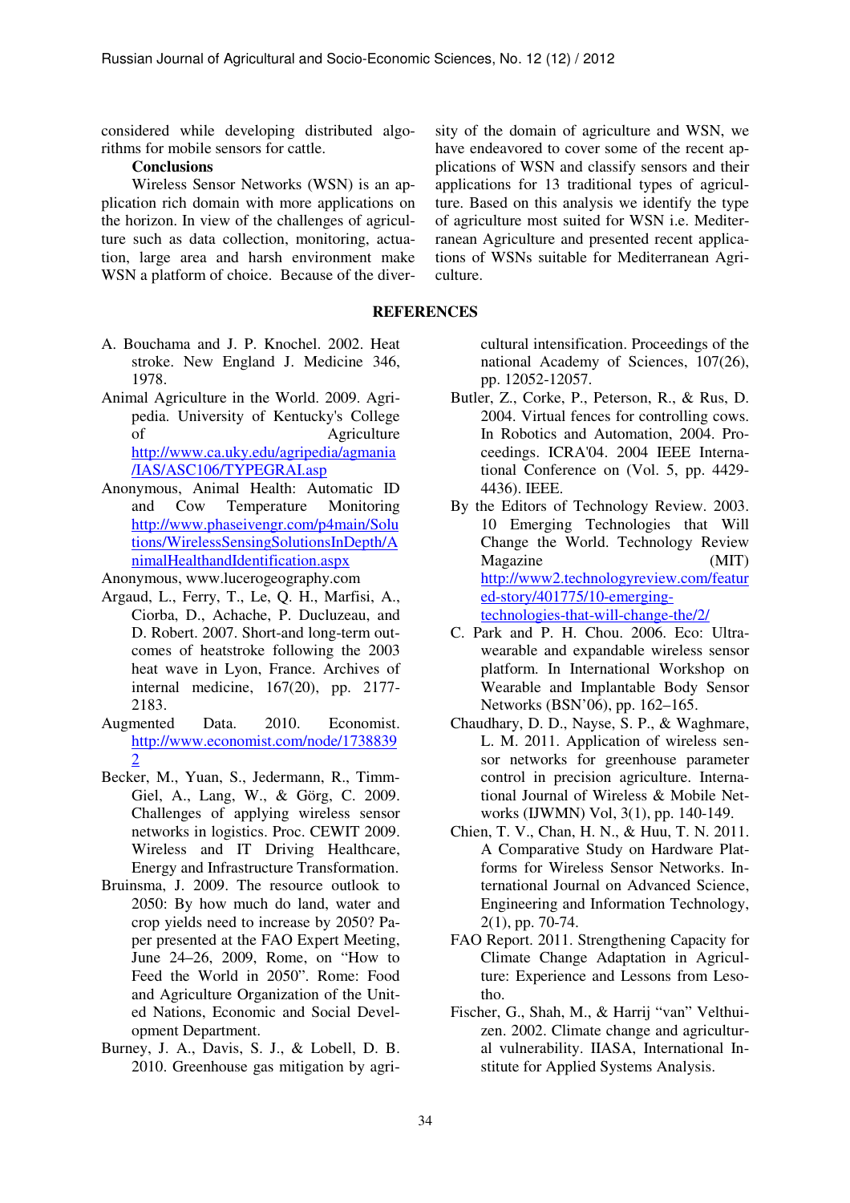considered while developing distributed algorithms for mobile sensors for cattle.

**Conclusions**

Wireless Sensor Networks (WSN) is an application rich domain with more applications on the horizon. In view of the challenges of agriculture such as data collection, monitoring, actuation, large area and harsh environment make WSN a platform of choice. Because of the diversity of the domain of agriculture and WSN, we have endeavored to cover some of the recent applications of WSN and classify sensors and their applications for 13 traditional types of agriculture. Based on this analysis we identify the type of agriculture most suited for WSN i.e. Mediterranean Agriculture and presented recent applications of WSNs suitable for Mediterranean Agriculture.

## REFERENCES

A. Bouchama and J. P. Knochel. 2002. Heat stroke. New England J. Medicine 346, 1978.

Animal Agriculture in the World. 2009. Agripedia. University of Kentucky's College of Agriculture http://www.ca.uky.edu/agripedia/agmania/IAS/ASC106/TYPEGRAI.asp

Anonymous, Animal Health: Automatic ID and Cow Temperature Monitoring http://www.phaseivengr.com/p4main/Solutions/WirelessSensingSolutionsInDepth/AnimalHealthandIdentification.aspx

Anonymous, www.lucerogeography.com

Argaud, L., Ferry, T., Le, Q. H., Marfisi, A., Ciorba, D., Achache, P. Ducluzeau, and D. Robert. 2007. Short-and long-term outcomes of heatstroke following the 2003 heat wave in Lyon, France. Archives of internal medicine, 167(20), pp. 2177-2183.

Augmented Data. 2010. Economist. http://www.economist.com/node/17388392

Becker, M., Yuan, S., Jedermann, R., Timm-Giel, A., Lang, W., & Görg, C. 2009. Challenges of applying wireless sensor networks in logistics. Proc. CEWIT 2009. Wireless and IT Driving Healthcare, Energy and Infrastructure Transformation.

Bruinsma, J. 2009. The resource outlook to 2050: By how much do land, water and crop yields need to increase by 2050? Paper presented at the FAO Expert Meeting, June 24–26, 2009, Rome, on "How to Feed the World in 2050". Rome: Food and Agriculture Organization of the United Nations, Economic and Social Development Department.

Burney, J. A., Davis, S. J., & Lobell, D. B. 2010. Greenhouse gas mitigation by agricultural intensification. Proceedings of the national Academy of Sciences, 107(26), pp. 12052-12057.

Butler, Z., Corke, P., Peterson, R., & Rus, D. 2004. Virtual fences for controlling cows. In Robotics and Automation, 2004. Proceedings. ICRA'04. 2004 IEEE International Conference on (Vol. 5, pp. 4429-4436). IEEE.

By the Editors of Technology Review. 2003. 10 Emerging Technologies that Will Change the World. Technology Review Magazine (MIT) http://www2.technologyreview.com/featured-story/401775/10-emerging-technologies-that-will-change-the/2/

C. Park and P. H. Chou. 2006. Eco: Ultra-wearable and expandable wireless sensor platform. In International Workshop on Wearable and Implantable Body Sensor Networks (BSN'06), pp. 162–165.

Chaudhary, D. D., Nayse, S. P., & Waghmare, L. M. 2011. Application of wireless sensor networks for greenhouse parameter control in precision agriculture. International Journal of Wireless & Mobile Networks (IJWMN) Vol, 3(1), pp. 140-149.

Chien, T. V., Chan, H. N., & Huu, T. N. 2011. A Comparative Study on Hardware Platforms for Wireless Sensor Networks. International Journal on Advanced Science, Engineering and Information Technology, 2(1), pp. 70-74.

FAO Report. 2011. Strengthening Capacity for Climate Change Adaptation in Agriculture: Experience and Lessons from Lesotho.

Fischer, G., Shah, M., & Harrij "van" Velthuizen. 2002. Climate change and agricultural vulnerability. IIASA, International Institute for Applied Systems Analysis.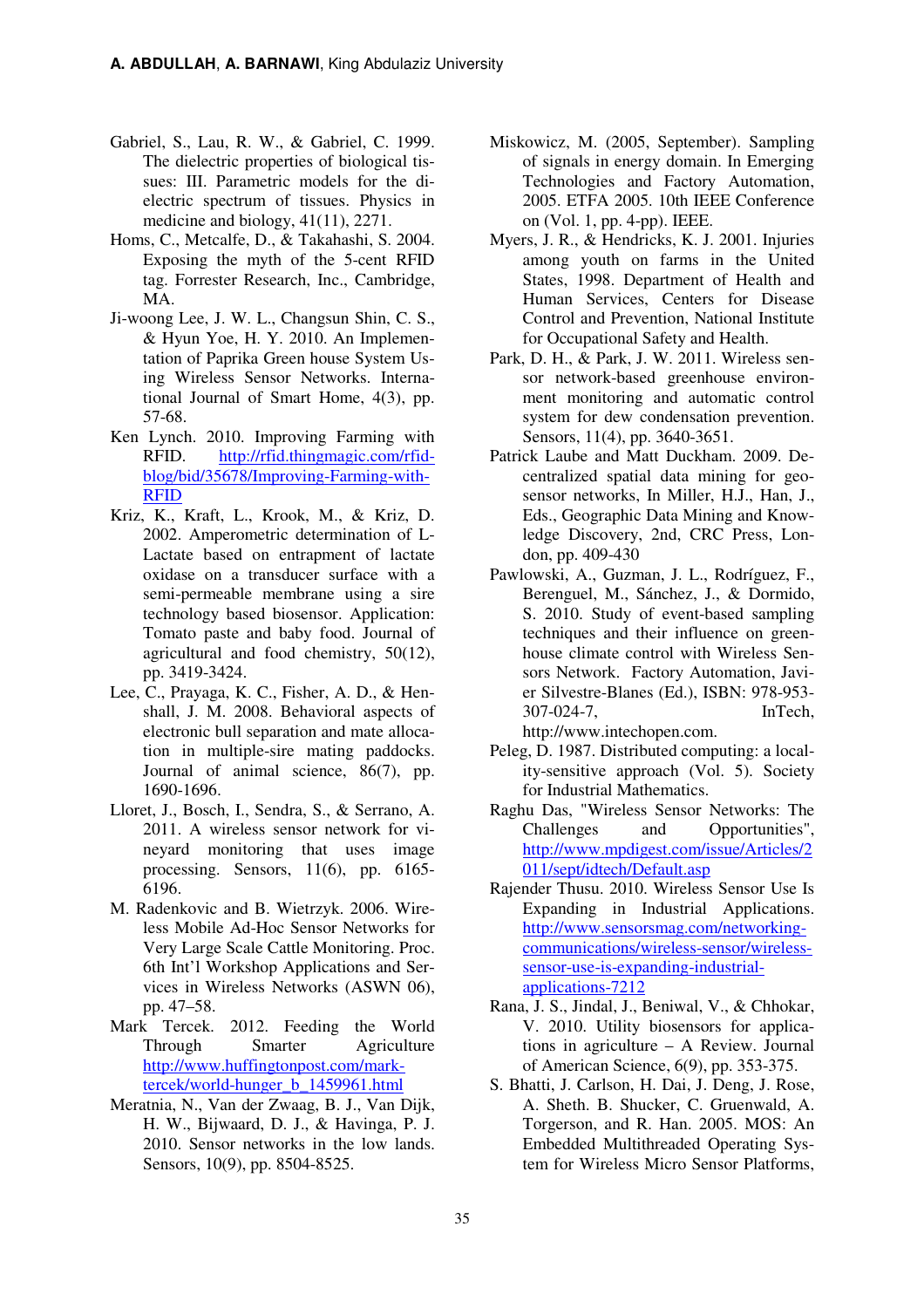Gabriel, S., Lau, R. W., & Gabriel, C. 1999. The dielectric properties of biological tissues: III. Parametric models for the dielectric spectrum of tissues. Physics in medicine and biology, 41(11), 2271.

Homs, C., Metcalfe, D., & Takahashi, S. 2004. Exposing the myth of the 5-cent RFID tag. Forrester Research, Inc., Cambridge, MA.

Ji-woong Lee, J. W. L., Changsun Shin, C. S., & Hyun Yoe, H. Y. 2010. An Implementation of Paprika Green house System Using Wireless Sensor Networks. International Journal of Smart Home, 4(3), pp. 57-68.

Ken Lynch. 2010. Improving Farming with RFID. http://rfid.thingmagic.com/rfid-blog/bid/35678/Improving-Farming-with-RFID

Kriz, K., Kraft, L., Krook, M., & Kriz, D. 2002. Amperometric determination of L-Lactate based on entrapment of lactate oxidase on a transducer surface with a semi-permeable membrane using a sire technology based biosensor. Application: Tomato paste and baby food. Journal of agricultural and food chemistry, 50(12), pp. 3419-3424.

Lee, C., Prayaga, K. C., Fisher, A. D., & Henshall, J. M. 2008. Behavioral aspects of electronic bull separation and mate allocation in multiple-sire mating paddocks. Journal of animal science, 86(7), pp. 1690-1696.

Lloret, J., Bosch, I., Sendra, S., & Serrano, A. 2011. A wireless sensor network for vineyard monitoring that uses image processing. Sensors, 11(6), pp. 6165-6196.

M. Radenkovic and B. Wietrzyk. 2006. Wireless Mobile Ad-Hoc Sensor Networks for Very Large Scale Cattle Monitoring. Proc. 6th Int'l Workshop Applications and Services in Wireless Networks (ASWN 06), pp. 47–58.

Mark Tercek. 2012. Feeding the World Through Smarter Agriculture http://www.huffingtonpost.com/mark-tercek/world-hunger_b_1459961.html

Meratnia, N., Van der Zwaag, B. J., Van Dijk, H. W., Bijwaard, D. J., & Havinga, P. J. 2010. Sensor networks in the low lands. Sensors, 10(9), pp. 8504-8525.

Miskowicz, M. (2005, September). Sampling of signals in energy domain. In Emerging Technologies and Factory Automation, 2005. ETFA 2005. 10th IEEE Conference on (Vol. 1, pp. 4-pp). IEEE.

Myers, J. R., & Hendricks, K. J. 2001. Injuries among youth on farms in the United States, 1998. Department of Health and Human Services, Centers for Disease Control and Prevention, National Institute for Occupational Safety and Health.

Park, D. H., & Park, J. W. 2011. Wireless sensor network-based greenhouse environment monitoring and automatic control system for dew condensation prevention. Sensors, 11(4), pp. 3640-3651.

Patrick Laube and Matt Duckham. 2009. Decentralized spatial data mining for geosensor networks, In Miller, H.J., Han, J., Eds., Geographic Data Mining and Knowledge Discovery, 2nd, CRC Press, London, pp. 409-430

Pawlowski, A., Guzman, J. L., Rodríguez, F., Berenguel, M., Sánchez, J., & Dormido, S. 2010. Study of event-based sampling techniques and their influence on greenhouse climate control with Wireless Sensors Network. Factory Automation, Javier Silvestre-Blanes (Ed.), ISBN: 978-953-307-024-7, InTech, http://www.intechopen.com.

Peleg, D. 1987. Distributed computing: a locality-sensitive approach (Vol. 5). Society for Industrial Mathematics.

Raghu Das, "Wireless Sensor Networks: The Challenges and Opportunities", http://www.mpdigest.com/issue/Articles/2011/sept/idtech/Default.asp

Rajender Thusu. 2010. Wireless Sensor Use Is Expanding in Industrial Applications. http://www.sensorsmag.com/networking-communications/wireless-sensor/wireless-sensor-use-is-expanding-industrial-applications-7212

Rana, J. S., Jindal, J., Beniwal, V., & Chhokar, V. 2010. Utility biosensors for applications in agriculture – A Review. Journal of American Science, 6(9), pp. 353-375.

S. Bhatti, J. Carlson, H. Dai, J. Deng, J. Rose, A. Sheth. B. Shucker, C. Gruenwald, A. Torgerson, and R. Han. 2005. MOS: An Embedded Multithreaded Operating System for Wireless Micro Sensor Platforms,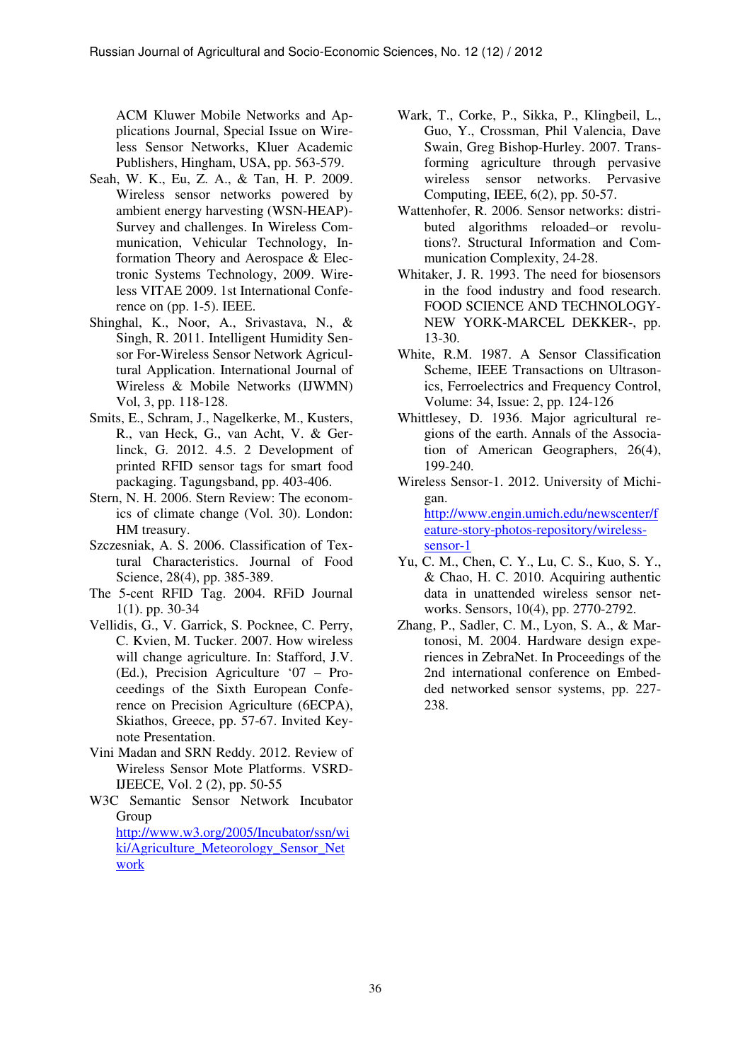ACM Kluwer Mobile Networks and Applications Journal, Special Issue on Wireless Sensor Networks, Kluer Academic Publishers, Hingham, USA, pp. 563-579.

Seah, W. K., Eu, Z. A., & Tan, H. P. 2009. Wireless sensor networks powered by ambient energy harvesting (WSN-HEAP)-Survey and challenges. In Wireless Communication, Vehicular Technology, Information Theory and Aerospace & Electronic Systems Technology, 2009. Wireless VITAE 2009. 1st International Conference on (pp. 1-5). IEEE.

Shinghal, K., Noor, A., Srivastava, N., & Singh, R. 2011. Intelligent Humidity Sensor For-Wireless Sensor Network Agricultural Application. International Journal of Wireless & Mobile Networks (IJWMN) Vol, 3, pp. 118-128.

Smits, E., Schram, J., Nagelkerke, M., Kusters, R., van Heck, G., van Acht, V. & Gerlinck, G. 2012. 4.5. 2 Development of printed RFID sensor tags for smart food packaging. Tagungsband, pp. 403-406.

Stern, N. H. 2006. Stern Review: The economics of climate change (Vol. 30). London: HM treasury.

Szczesniak, A. S. 2006. Classification of Textural Characteristics. Journal of Food Science, 28(4), pp. 385-389.

The 5-cent RFID Tag. 2004. RFiD Journal 1(1). pp. 30-34

Vellidis, G., V. Garrick, S. Pocknee, C. Perry, C. Kvien, M. Tucker. 2007. How wireless will change agriculture. In: Stafford, J.V. (Ed.), Precision Agriculture '07 – Proceedings of the Sixth European Conference on Precision Agriculture (6ECPA), Skiathos, Greece, pp. 57-67. Invited Keynote Presentation.

Vini Madan and SRN Reddy. 2012. Review of Wireless Sensor Mote Platforms. VSRD-IJEECE, Vol. 2 (2), pp. 50-55

W3C Semantic Sensor Network Incubator Group http://www.w3.org/2005/Incubator/ssn/wiki/Agriculture_Meteorology_Sensor_Network

Wark, T., Corke, P., Sikka, P., Klingbeil, L., Guo, Y., Crossman, Phil Valencia, Dave Swain, Greg Bishop-Hurley. 2007. Transforming agriculture through pervasive wireless sensor networks. Pervasive Computing, IEEE, 6(2), pp. 50-57.

Wattenhofer, R. 2006. Sensor networks: distributed algorithms reloaded–or revolutions?. Structural Information and Communication Complexity, 24-28.

Whitaker, J. R. 1993. The need for biosensors in the food industry and food research. FOOD SCIENCE AND TECHNOLOGY-NEW YORK-MARCEL DEKKER-, pp. 13-30.

White, R.M. 1987. A Sensor Classification Scheme, IEEE Transactions on Ultrasonics, Ferroelectrics and Frequency Control, Volume: 34, Issue: 2, pp. 124-126

Whittlesey, D. 1936. Major agricultural regions of the earth. Annals of the Association of American Geographers, 26(4), 199-240.

Wireless Sensor-1. 2012. University of Michigan. http://www.engin.umich.edu/newscenter/feature-story-photos-repository/wireless-sensor-1

Yu, C. M., Chen, C. Y., Lu, C. S., Kuo, S. Y., & Chao, H. C. 2010. Acquiring authentic data in unattended wireless sensor networks. Sensors, 10(4), pp. 2770-2792.

Zhang, P., Sadler, C. M., Lyon, S. A., & Martonosi, M. 2004. Hardware design experiences in ZebraNet. In Proceedings of the 2nd international conference on Embedded networked sensor systems, pp. 227-238.